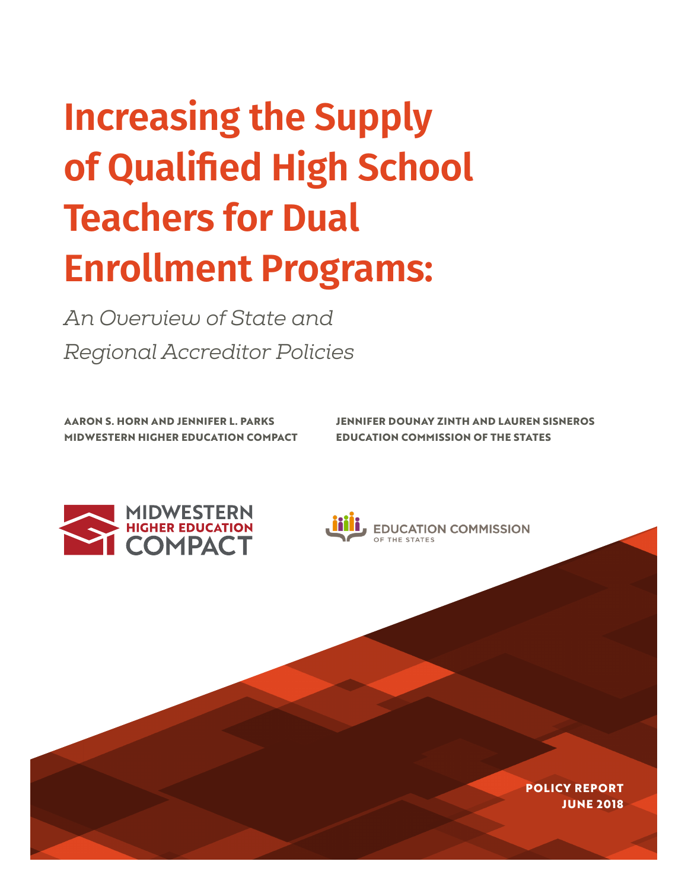# Increasing the Supply of Qualified High School Teachers for Dual Enrollment Programs:

*An Overview of State and Regional Accreditor Policies*

**AARON S. HORN AND JENNIFER L. PARKS**
**MIDWESTERN HIGHER EDUCATION COMPACT**

**JENNIFER DOUNAY ZINTH AND LAUREN SISNEROS**
**EDUCATION COMMISSION OF THE STATES**

MIDWESTERN HIGHER EDUCATION COMPACT

EDUCATION COMMISSION OF THE STATES

**POLICY REPORT**
**JUNE 2018**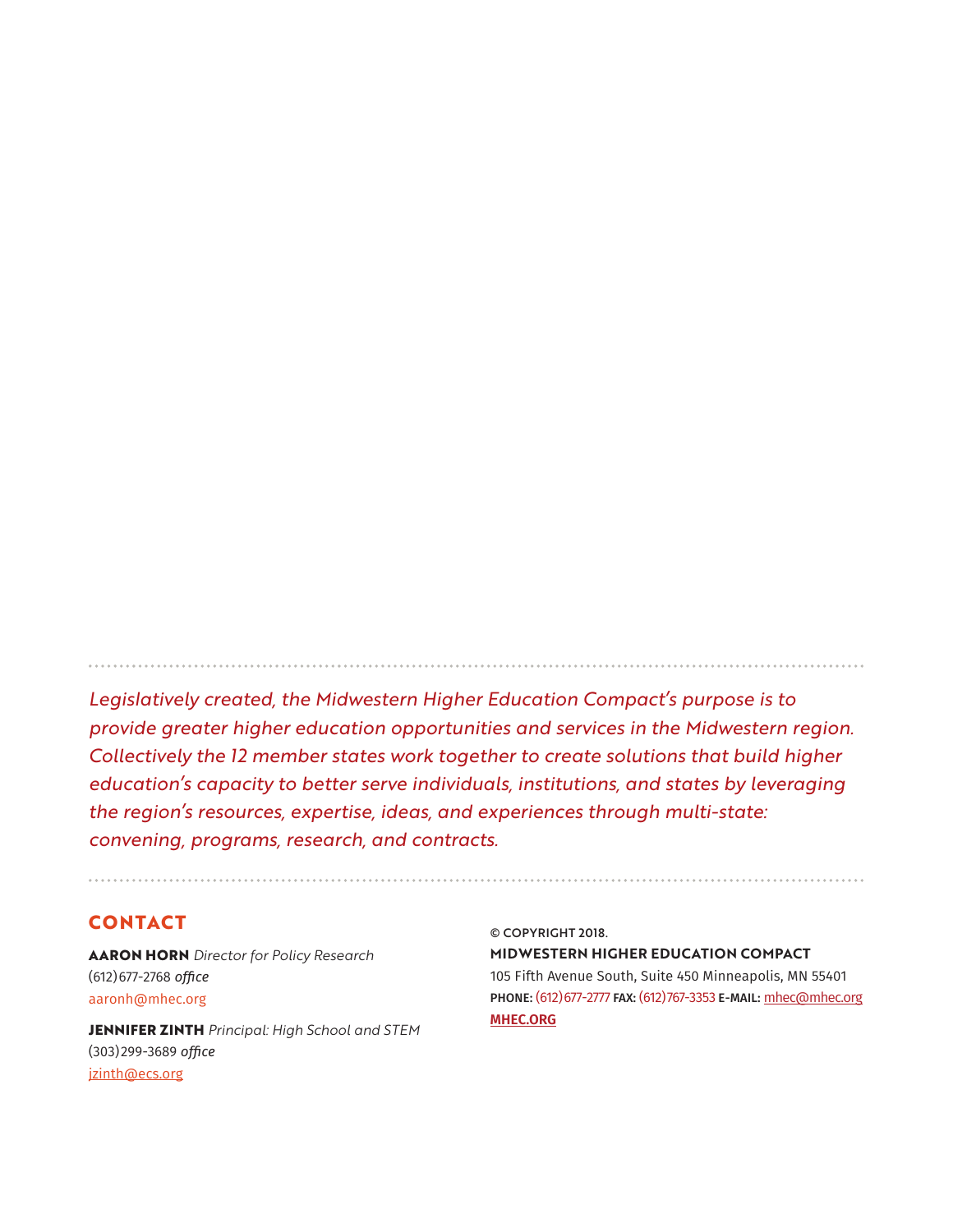*Legislatively created, the Midwestern Higher Education Compact's purpose is to provide greater higher education opportunities and services in the Midwestern region. Collectively the 12 member states work together to create solutions that build higher education's capacity to better serve individuals, institutions, and states by leveraging the region's resources, expertise, ideas, and experiences through multi-state: convening, programs, research, and contracts.*

## CONTACT

**AARON HORN** *Director for Policy Research*
(612)677-2768 *office*
aaronh@mhec.org

**JENNIFER ZINTH** *Principal: High School and STEM*
(303)299-3689 *office*
jzinth@ecs.org

© COPYRIGHT 2018.
**MIDWESTERN HIGHER EDUCATION COMPACT**
105 Fifth Avenue South, Suite 450 Minneapolis, MN 55401
**PHONE:** (612)677-2777 **FAX:** (612)767-3353 **E-MAIL:** mhec@mhec.org
**MHEC.ORG**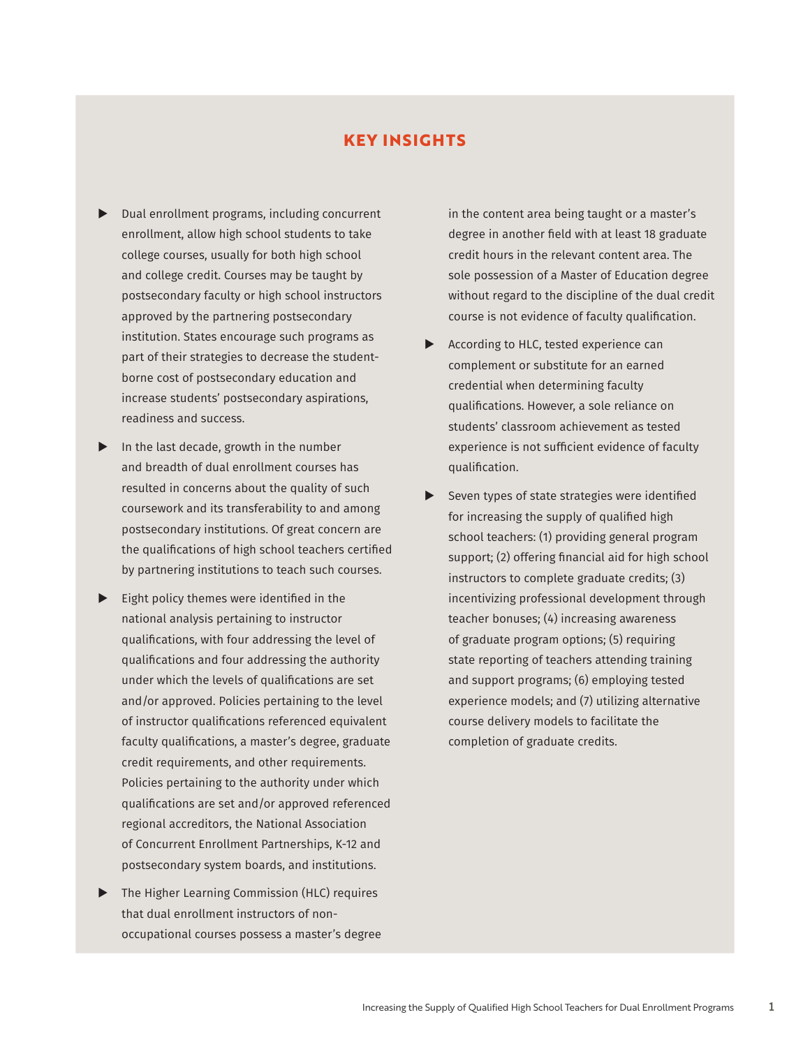## KEY INSIGHTS

- Dual enrollment programs, including concurrent enrollment, allow high school students to take college courses, usually for both high school and college credit. Courses may be taught by postsecondary faculty or high school instructors approved by the partnering postsecondary institution. States encourage such programs as part of their strategies to decrease the student-borne cost of postsecondary education and increase students' postsecondary aspirations, readiness and success.
- In the last decade, growth in the number and breadth of dual enrollment courses has resulted in concerns about the quality of such coursework and its transferability to and among postsecondary institutions. Of great concern are the qualifications of high school teachers certified by partnering institutions to teach such courses.
- Eight policy themes were identified in the national analysis pertaining to instructor qualifications, with four addressing the level of qualifications and four addressing the authority under which the levels of qualifications are set and/or approved. Policies pertaining to the level of instructor qualifications referenced equivalent faculty qualifications, a master's degree, graduate credit requirements, and other requirements. Policies pertaining to the authority under which qualifications are set and/or approved referenced regional accreditors, the National Association of Concurrent Enrollment Partnerships, K-12 and postsecondary system boards, and institutions.
- The Higher Learning Commission (HLC) requires that dual enrollment instructors of non-occupational courses possess a master's degree in the content area being taught or a master's degree in another field with at least 18 graduate credit hours in the relevant content area. The sole possession of a Master of Education degree without regard to the discipline of the dual credit course is not evidence of faculty qualification.
- According to HLC, tested experience can complement or substitute for an earned credential when determining faculty qualifications. However, a sole reliance on students' classroom achievement as tested experience is not sufficient evidence of faculty qualification.
- Seven types of state strategies were identified for increasing the supply of qualified high school teachers: (1) providing general program support; (2) offering financial aid for high school instructors to complete graduate credits; (3) incentivizing professional development through teacher bonuses; (4) increasing awareness of graduate program options; (5) requiring state reporting of teachers attending training and support programs; (6) employing tested experience models; and (7) utilizing alternative course delivery models to facilitate the completion of graduate credits.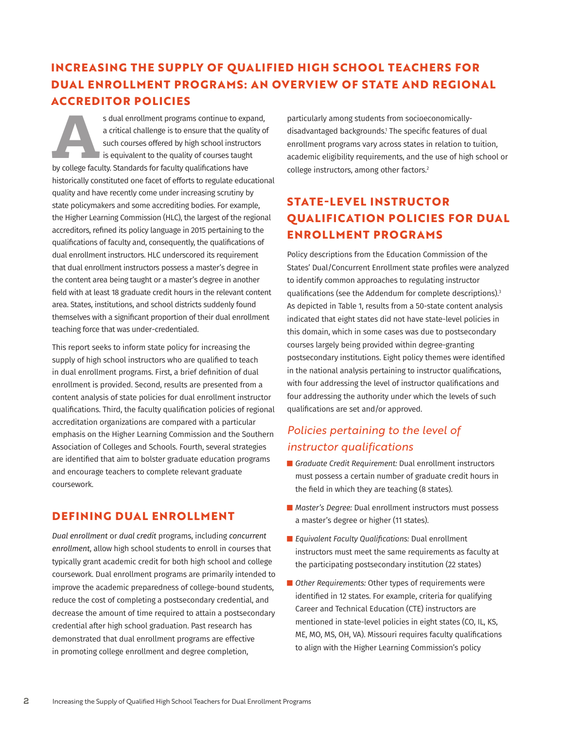# INCREASING THE SUPPLY OF QUALIFIED HIGH SCHOOL TEACHERS FOR DUAL ENROLLMENT PROGRAMS: AN OVERVIEW OF STATE AND REGIONAL ACCREDITOR POLICIES

As dual enrollment programs continue to expand, a critical challenge is to ensure that the quality of such courses offered by high school instructors is equivalent to the quality of courses taught by college faculty. Standards for faculty qualifications have historically constituted one facet of efforts to regulate educational quality and have recently come under increasing scrutiny by state policymakers and some accrediting bodies. For example, the Higher Learning Commission (HLC), the largest of the regional accreditors, refined its policy language in 2015 pertaining to the qualifications of faculty and, consequently, the qualifications of dual enrollment instructors. HLC underscored its requirement that dual enrollment instructors possess a master's degree in the content area being taught or a master's degree in another field with at least 18 graduate credit hours in the relevant content area. States, institutions, and school districts suddenly found themselves with a significant proportion of their dual enrollment teaching force that was under-credentialed.

This report seeks to inform state policy for increasing the supply of high school instructors who are qualified to teach in dual enrollment programs. First, a brief definition of dual enrollment is provided. Second, results are presented from a content analysis of state policies for dual enrollment instructor qualifications. Third, the faculty qualification policies of regional accreditation organizations are compared with a particular emphasis on the Higher Learning Commission and the Southern Association of Colleges and Schools. Fourth, several strategies are identified that aim to bolster graduate education programs and encourage teachers to complete relevant graduate coursework.

## DEFINING DUAL ENROLLMENT

*Dual enrollment* or *dual credit* programs, including *concurrent enrollment*, allow high school students to enroll in courses that typically grant academic credit for both high school and college coursework. Dual enrollment programs are primarily intended to improve the academic preparedness of college-bound students, reduce the cost of completing a postsecondary credential, and decrease the amount of time required to attain a postsecondary credential after high school graduation. Past research has demonstrated that dual enrollment programs are effective in promoting college enrollment and degree completion, particularly among students from socioeconomically-disadvantaged backgrounds.[1] The specific features of dual enrollment programs vary across states in relation to tuition, academic eligibility requirements, and the use of high school or college instructors, among other factors.[2]

## STATE-LEVEL INSTRUCTOR QUALIFICATION POLICIES FOR DUAL ENROLLMENT PROGRAMS

Policy descriptions from the Education Commission of the States' Dual/Concurrent Enrollment state profiles were analyzed to identify common approaches to regulating instructor qualifications (see the Addendum for complete descriptions).[3] As depicted in Table 1, results from a 50-state content analysis indicated that eight states did not have state-level policies in this domain, which in some cases was due to postsecondary courses largely being provided within degree-granting postsecondary institutions. Eight policy themes were identified in the national analysis pertaining to instructor qualifications, with four addressing the level of instructor qualifications and four addressing the authority under which the levels of such qualifications are set and/or approved.

### *Policies pertaining to the level of instructor qualifications*

- *Graduate Credit Requirement:* Dual enrollment instructors must possess a certain number of graduate credit hours in the field in which they are teaching (8 states).
- *Master's Degree:* Dual enrollment instructors must possess a master's degree or higher (11 states).
- *Equivalent Faculty Qualifications:* Dual enrollment instructors must meet the same requirements as faculty at the participating postsecondary institution (22 states)
- *Other Requirements:* Other types of requirements were identified in 12 states. For example, criteria for qualifying Career and Technical Education (CTE) instructors are mentioned in state-level policies in eight states (CO, IL, KS, ME, MO, MS, OH, VA). Missouri requires faculty qualifications to align with the Higher Learning Commission's policy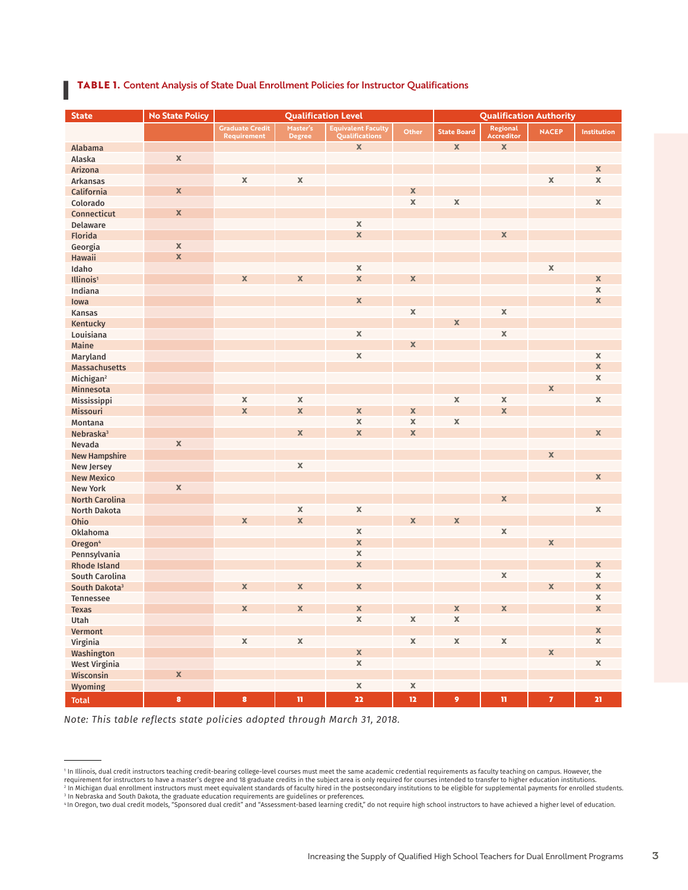**TABLE 1.** Content Analysis of State Dual Enrollment Policies for Instructor Qualifications

| State | No State Policy | Qualification Level | | | | Qualification Authority | | | |
|---|---|---|---|---|---|---|---|---|---|
| | | Graduate Credit Requirement | Master's Degree | Equivalent Faculty Qualifications | Other | State Board | Regional Accreditor | NACEP | Institution |
| Alabama | | | | X | | X | X | | |
| Alaska | X | | | | | | | | |
| Arizona | | | | | | | | | X |
| Arkansas | | X | X | | | | | X | X |
| California | X | | | | X | | | | |
| Colorado | | | | | X | X | | | X |
| Connecticut | X | | | | | | | | |
| Delaware | | | | X | | | | | |
| Florida | | | | X | | | X | | |
| Georgia | X | | | | | | | | |
| Hawaii | X | | | | | | | | |
| Idaho | | | | X | | | | X | |
| Illinois[1] | | X | X | X | X | | | | X |
| Indiana | | | | | | | | | X |
| Iowa | | | | X | | | | | X |
| Kansas | | | | | X | | X | | |
| Kentucky | | | | | | X | | | |
| Louisiana | | | | X | | | X | | |
| Maine | | | | | X | | | | |
| Maryland | | | | X | | | | | X |
| Massachusetts | | | | | | | | | X |
| Michigan[2] | | | | | | | | | X |
| Minnesota | | | | | | | | X | |
| Mississippi | | X | X | | | X | X | | X |
| Missouri | | X | X | X | X | | X | | |
| Montana | | | | X | X | X | | | |
| Nebraska[3] | | | X | X | X | | | | X |
| Nevada | X | | | | | | | | |
| New Hampshire | | | | | | | | X | |
| New Jersey | | | X | | | | | | |
| New Mexico | | | | | | | | | X |
| New York | X | | | | | | | | |
| North Carolina | | | | | | | X | | |
| North Dakota | | | X | X | | | | | X |
| Ohio | | X | X | | X | X | | | |
| Oklahoma | | | | X | | | X | | |
| Oregon[4] | | | | X | | | | X | |
| Pennsylvania | | | | X | | | | | |
| Rhode Island | | | | X | | | | | X |
| South Carolina | | | | | | | X | | X |
| South Dakota[3] | | X | X | X | | | | X | X |
| Tennessee | | | | | | | | | X |
| Texas | | X | X | X | | X | X | | X |
| Utah | | | | X | X | X | | | |
| Vermont | | | | | | | | | X |
| Virginia | | X | X | | X | X | X | | X |
| Washington | | | | X | | | | X | |
| West Virginia | | | | X | | | | | X |
| Wisconsin | X | | | | | | | | |
| Wyoming | | | | X | X | | | | |
| **Total** | **8** | **8** | **11** | **22** | **12** | **9** | **11** | **7** | **21** |

*Note: This table reflects state policies adopted through March 31, 2018.*

[1] In Illinois, dual credit instructors teaching credit-bearing college-level courses must meet the same academic credential requirements as faculty teaching on campus. However, the requirement for instructors to have a master's degree and 18 graduate credits in the subject area is only required for courses intended to transfer to higher education institutions.
[2] In Michigan dual enrollment instructors must meet equivalent standards of faculty hired in the postsecondary institutions to be eligible for supplemental payments for enrolled students.
[3] In Nebraska and South Dakota, the graduate education requirements are guidelines or preferences.
[4] In Oregon, two dual credit models, "Sponsored dual credit" and "Assessment-based learning credit," do not require high school instructors to have achieved a higher level of education.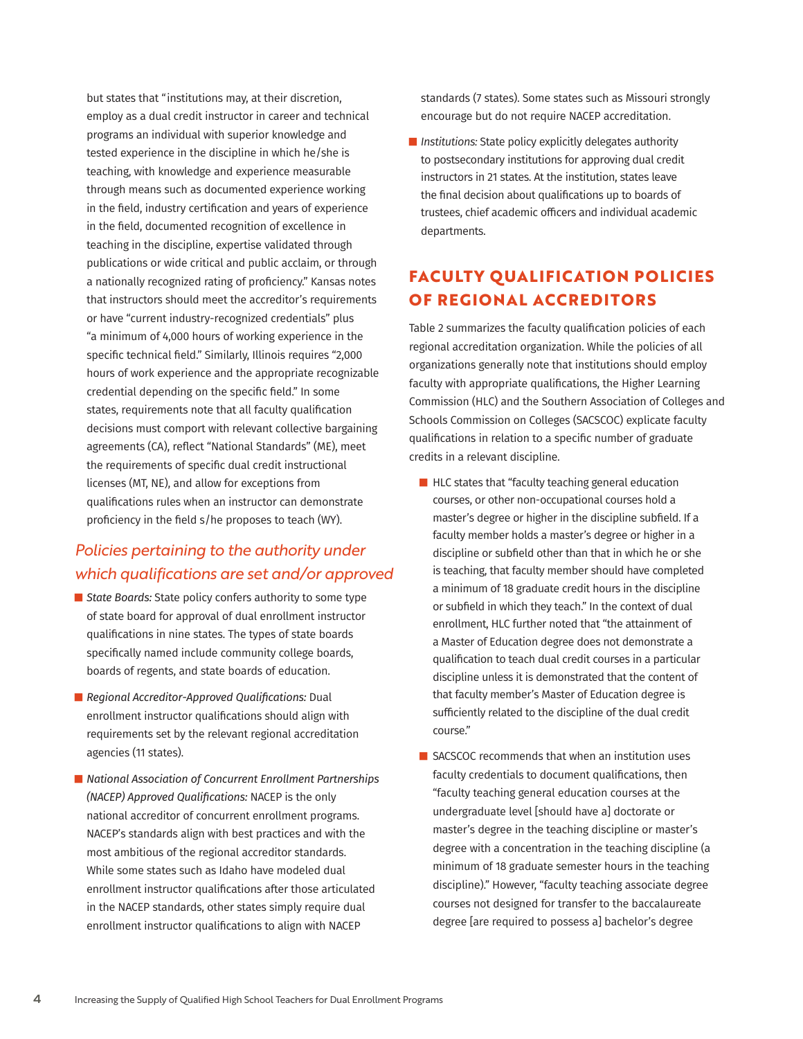but states that "institutions may, at their discretion, employ as a dual credit instructor in career and technical programs an individual with superior knowledge and tested experience in the discipline in which he/she is teaching, with knowledge and experience measurable through means such as documented experience working in the field, industry certification and years of experience in the field, documented recognition of excellence in teaching in the discipline, expertise validated through publications or wide critical and public acclaim, or through a nationally recognized rating of proficiency." Kansas notes that instructors should meet the accreditor's requirements or have "current industry-recognized credentials" plus "a minimum of 4,000 hours of working experience in the specific technical field." Similarly, Illinois requires "2,000 hours of work experience and the appropriate recognizable credential depending on the specific field." In some states, requirements note that all faculty qualification decisions must comport with relevant collective bargaining agreements (CA), reflect "National Standards" (ME), meet the requirements of specific dual credit instructional licenses (MT, NE), and allow for exceptions from qualifications rules when an instructor can demonstrate proficiency in the field s/he proposes to teach (WY).

### *Policies pertaining to the authority under which qualifications are set and/or approved*

- *State Boards:* State policy confers authority to some type of state board for approval of dual enrollment instructor qualifications in nine states. The types of state boards specifically named include community college boards, boards of regents, and state boards of education.
- *Regional Accreditor-Approved Qualifications:* Dual enrollment instructor qualifications should align with requirements set by the relevant regional accreditation agencies (11 states).
- *National Association of Concurrent Enrollment Partnerships (NACEP) Approved Qualifications:* NACEP is the only national accreditor of concurrent enrollment programs. NACEP's standards align with best practices and with the most ambitious of the regional accreditor standards. While some states such as Idaho have modeled dual enrollment instructor qualifications after those articulated in the NACEP standards, other states simply require dual enrollment instructor qualifications to align with NACEP standards (7 states). Some states such as Missouri strongly encourage but do not require NACEP accreditation.
- *Institutions:* State policy explicitly delegates authority to postsecondary institutions for approving dual credit instructors in 21 states. At the institution, states leave the final decision about qualifications up to boards of trustees, chief academic officers and individual academic departments.

## FACULTY QUALIFICATION POLICIES OF REGIONAL ACCREDITORS

Table 2 summarizes the faculty qualification policies of each regional accreditation organization. While the policies of all organizations generally note that institutions should employ faculty with appropriate qualifications, the Higher Learning Commission (HLC) and the Southern Association of Colleges and Schools Commission on Colleges (SACSCOC) explicate faculty qualifications in relation to a specific number of graduate credits in a relevant discipline.

- HLC states that "faculty teaching general education courses, or other non-occupational courses hold a master's degree or higher in the discipline subfield. If a faculty member holds a master's degree or higher in a discipline or subfield other than that in which he or she is teaching, that faculty member should have completed a minimum of 18 graduate credit hours in the discipline or subfield in which they teach." In the context of dual enrollment, HLC further noted that "the attainment of a Master of Education degree does not demonstrate a qualification to teach dual credit courses in a particular discipline unless it is demonstrated that the content of that faculty member's Master of Education degree is sufficiently related to the discipline of the dual credit course."
- SACSCOC recommends that when an institution uses faculty credentials to document qualifications, then "faculty teaching general education courses at the undergraduate level [should have a] doctorate or master's degree in the teaching discipline or master's degree with a concentration in the teaching discipline (a minimum of 18 graduate semester hours in the teaching discipline)." However, "faculty teaching associate degree courses not designed for transfer to the baccalaureate degree [are required to possess a] bachelor's degree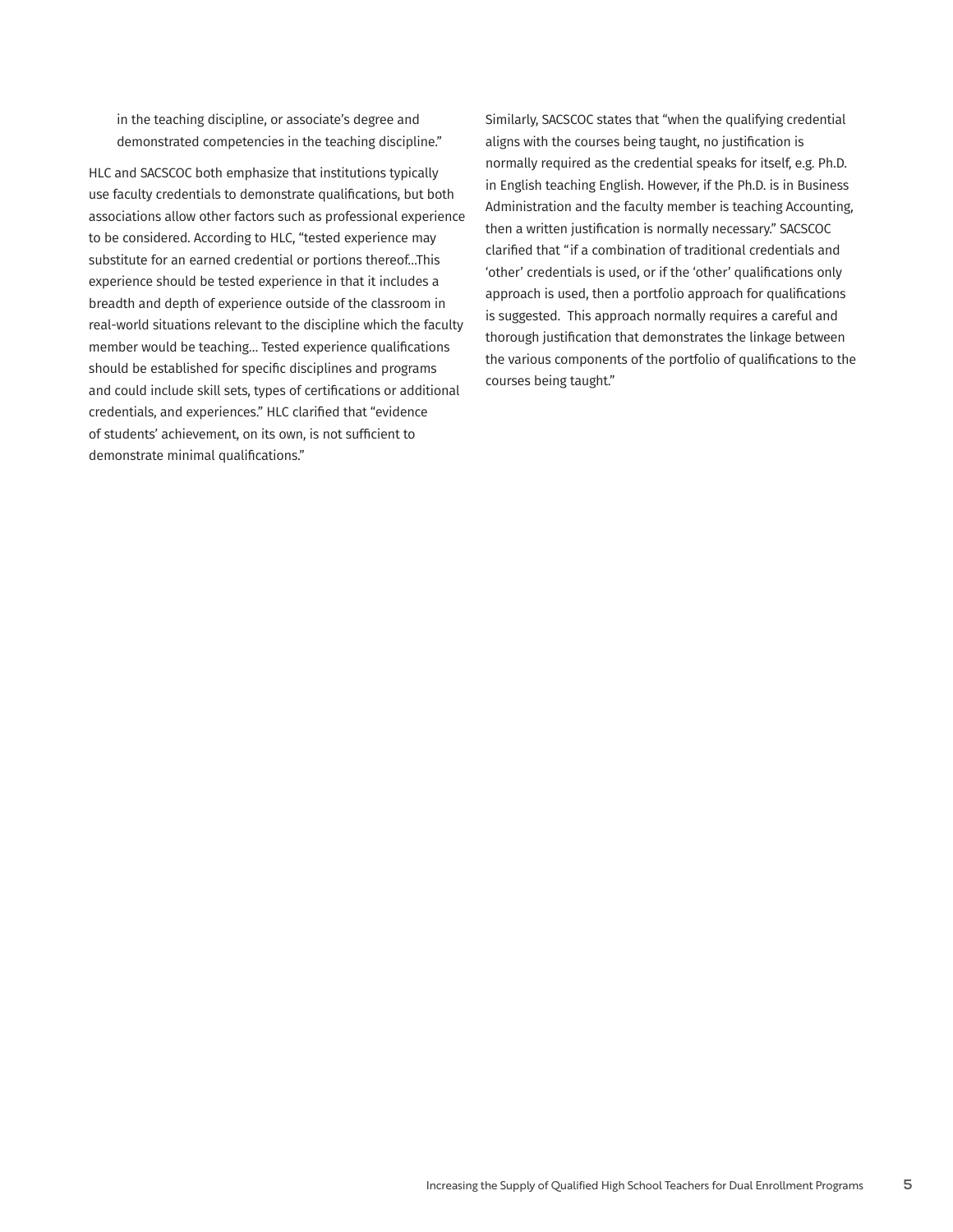in the teaching discipline, or associate's degree and demonstrated competencies in the teaching discipline."

HLC and SACSCOC both emphasize that institutions typically use faculty credentials to demonstrate qualifications, but both associations allow other factors such as professional experience to be considered. According to HLC, "tested experience may substitute for an earned credential or portions thereof...This experience should be tested experience in that it includes a breadth and depth of experience outside of the classroom in real-world situations relevant to the discipline which the faculty member would be teaching... Tested experience qualifications should be established for specific disciplines and programs and could include skill sets, types of certifications or additional credentials, and experiences." HLC clarified that "evidence of students' achievement, on its own, is not sufficient to demonstrate minimal qualifications."

Similarly, SACSCOC states that "when the qualifying credential aligns with the courses being taught, no justification is normally required as the credential speaks for itself, e.g. Ph.D. in English teaching English. However, if the Ph.D. is in Business Administration and the faculty member is teaching Accounting, then a written justification is normally necessary." SACSCOC clarified that "if a combination of traditional credentials and 'other' credentials is used, or if the 'other' qualifications only approach is used, then a portfolio approach for qualifications is suggested. This approach normally requires a careful and thorough justification that demonstrates the linkage between the various components of the portfolio of qualifications to the courses being taught."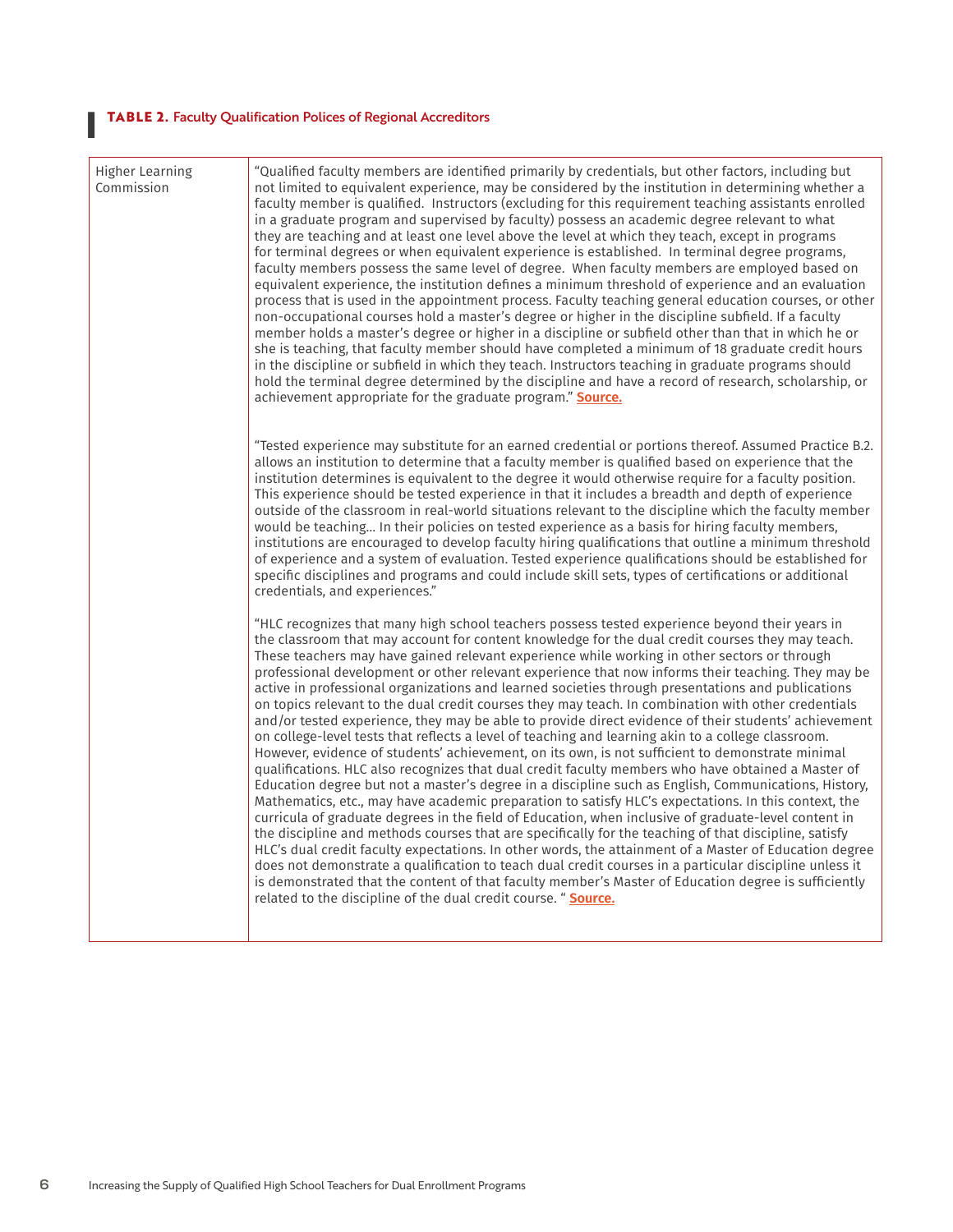**TABLE 2.** Faculty Qualification Polices of Regional Accreditors

| | |
|---|---|
| Higher Learning Commission | "Qualified faculty members are identified primarily by credentials, but other factors, including but not limited to equivalent experience, may be considered by the institution in determining whether a faculty member is qualified. Instructors (excluding for this requirement teaching assistants enrolled in a graduate program and supervised by faculty) possess an academic degree relevant to what they are teaching and at least one level above the level at which they teach, except in programs for terminal degrees or when equivalent experience is established. In terminal degree programs, faculty members possess the same level of degree. When faculty members are employed based on equivalent experience, the institution defines a minimum threshold of experience and an evaluation process that is used in the appointment process. Faculty teaching general education courses, or other non-occupational courses hold a master's degree or higher in the discipline subfield. If a faculty member holds a master's degree or higher in a discipline or subfield other than that in which he or she is teaching, that faculty member should have completed a minimum of 18 graduate credit hours in the discipline or subfield in which they teach. Instructors teaching in graduate programs should hold the terminal degree determined by the discipline and have a record of research, scholarship, or achievement appropriate for the graduate program." **Source.**<br><br>"Tested experience may substitute for an earned credential or portions thereof. Assumed Practice B.2. allows an institution to determine that a faculty member is qualified based on experience that the institution determines is equivalent to the degree it would otherwise require for a faculty position. This experience should be tested experience in that it includes a breadth and depth of experience outside of the classroom in real-world situations relevant to the discipline which the faculty member would be teaching... In their policies on tested experience as a basis for hiring faculty members, institutions are encouraged to develop faculty hiring qualifications that outline a minimum threshold of experience and a system of evaluation. Tested experience qualifications should be established for specific disciplines and programs and could include skill sets, types of certifications or additional credentials, and experiences."<br><br>"HLC recognizes that many high school teachers possess tested experience beyond their years in the classroom that may account for content knowledge for the dual credit courses they may teach. These teachers may have gained relevant experience while working in other sectors or through professional development or other relevant experience that now informs their teaching. They may be active in professional organizations and learned societies through presentations and publications on topics relevant to the dual credit courses they may teach. In combination with other credentials and/or tested experience, they may be able to provide direct evidence of their students' achievement on college-level tests that reflects a level of teaching and learning akin to a college classroom. However, evidence of students' achievement, on its own, is not sufficient to demonstrate minimal qualifications. HLC also recognizes that dual credit faculty members who have obtained a Master of Education degree but not a master's degree in a discipline such as English, Communications, History, Mathematics, etc., may have academic preparation to satisfy HLC's expectations. In this context, the curricula of graduate degrees in the field of Education, when inclusive of graduate-level content in the discipline and methods courses that are specifically for the teaching of that discipline, satisfy HLC's dual credit faculty expectations. In other words, the attainment of a Master of Education degree does not demonstrate a qualification to teach dual credit courses in a particular discipline unless it is demonstrated that the content of that faculty member's Master of Education degree is sufficiently related to the discipline of the dual credit course. " **Source.** |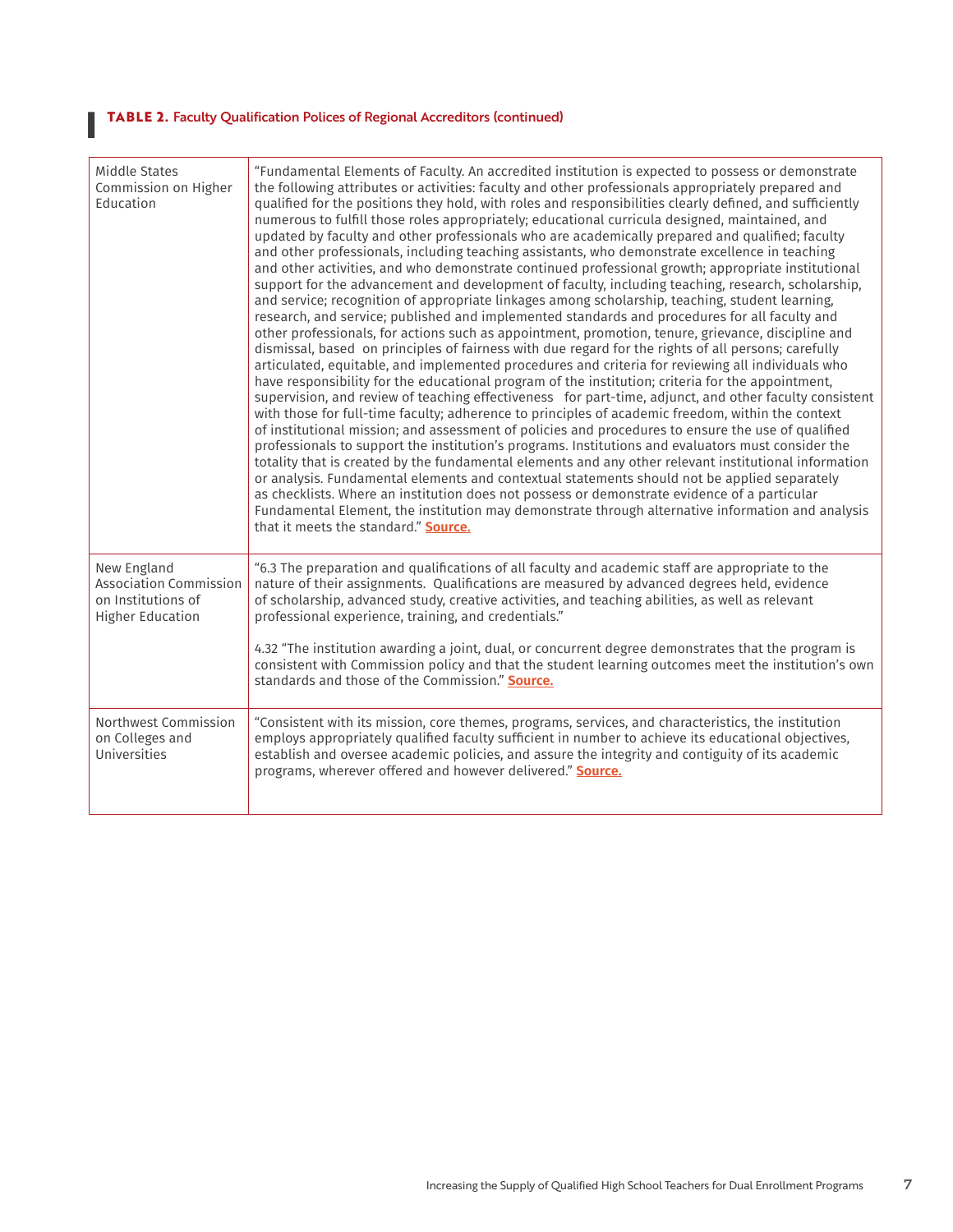**TABLE 2.** Faculty Qualification Polices of Regional Accreditors (continued)

| | |
|---|---|
| Middle States Commission on Higher Education | "Fundamental Elements of Faculty. An accredited institution is expected to possess or demonstrate the following attributes or activities: faculty and other professionals appropriately prepared and qualified for the positions they hold, with roles and responsibilities clearly defined, and sufficiently numerous to fulfill those roles appropriately; educational curricula designed, maintained, and updated by faculty and other professionals who are academically prepared and qualified; faculty and other professionals, including teaching assistants, who demonstrate excellence in teaching and other activities, and who demonstrate continued professional growth; appropriate institutional support for the advancement and development of faculty, including teaching, research, scholarship, and service; recognition of appropriate linkages among scholarship, teaching, student learning, research, and service; published and implemented standards and procedures for all faculty and other professionals, for actions such as appointment, promotion, tenure, grievance, discipline and dismissal, based on principles of fairness with due regard for the rights of all persons; carefully articulated, equitable, and implemented procedures and criteria for reviewing all individuals who have responsibility for the educational program of the institution; criteria for the appointment, supervision, and review of teaching effectiveness for part-time, adjunct, and other faculty consistent with those for full-time faculty; adherence to principles of academic freedom, within the context of institutional mission; and assessment of policies and procedures to ensure the use of qualified professionals to support the institution's programs. Institutions and evaluators must consider the totality that is created by the fundamental elements and any other relevant institutional information or analysis. Fundamental elements and contextual statements should not be applied separately as checklists. Where an institution does not possess or demonstrate evidence of a particular Fundamental Element, the institution may demonstrate through alternative information and analysis that it meets the standard." **Source.** |
| New England Association Commission on Institutions of Higher Education | "6.3 The preparation and qualifications of all faculty and academic staff are appropriate to the nature of their assignments. Qualifications are measured by advanced degrees held, evidence of scholarship, advanced study, creative activities, and teaching abilities, as well as relevant professional experience, training, and credentials."<br><br>4.32 "The institution awarding a joint, dual, or concurrent degree demonstrates that the program is consistent with Commission policy and that the student learning outcomes meet the institution's own standards and those of the Commission." **Source.** |
| Northwest Commission on Colleges and Universities | "Consistent with its mission, core themes, programs, services, and characteristics, the institution employs appropriately qualified faculty sufficient in number to achieve its educational objectives, establish and oversee academic policies, and assure the integrity and contiguity of its academic programs, wherever offered and however delivered." **Source.** |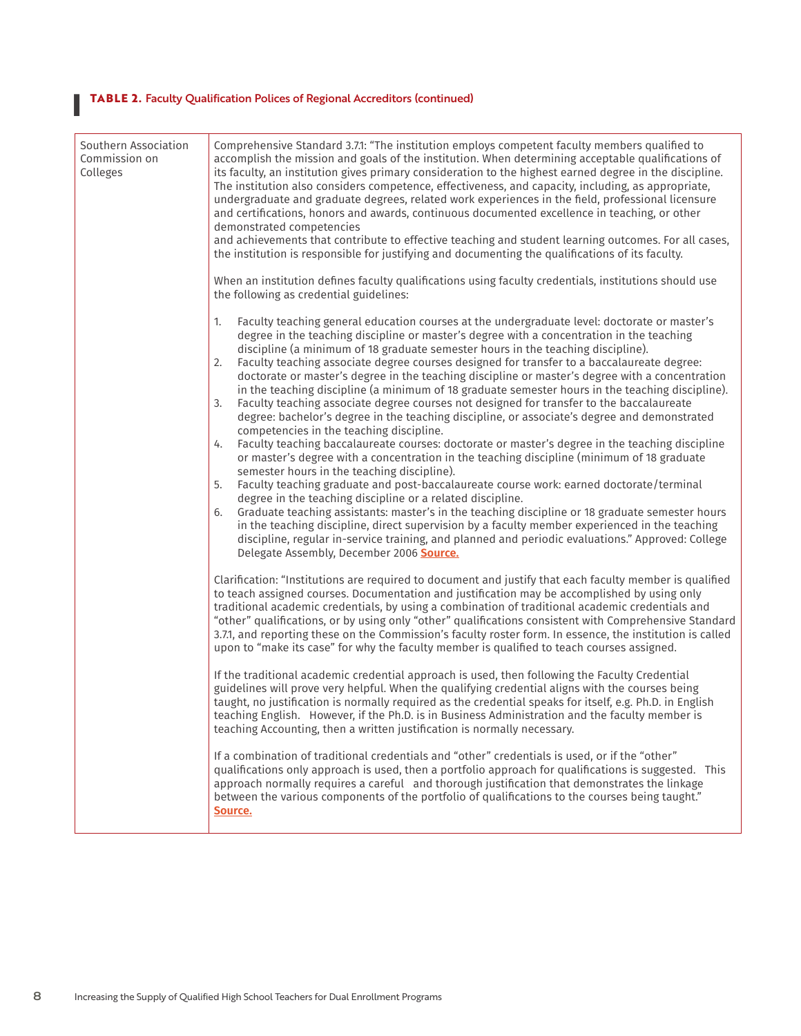**TABLE 2.** Faculty Qualification Polices of Regional Accreditors (continued)

| | |
|---|---|
| Southern Association Commission on Colleges | Comprehensive Standard 3.7.1: "The institution employs competent faculty members qualified to accomplish the mission and goals of the institution. When determining acceptable qualifications of its faculty, an institution gives primary consideration to the highest earned degree in the discipline. The institution also considers competence, effectiveness, and capacity, including, as appropriate, undergraduate and graduate degrees, related work experiences in the field, professional licensure and certifications, honors and awards, continuous documented excellence in teaching, or other demonstrated competencies and achievements that contribute to effective teaching and student learning outcomes. For all cases, the institution is responsible for justifying and documenting the qualifications of its faculty.<br><br>When an institution defines faculty qualifications using faculty credentials, institutions should use the following as credential guidelines:<br><br>1. Faculty teaching general education courses at the undergraduate level: doctorate or master's degree in the teaching discipline or master's degree with a concentration in the teaching discipline (a minimum of 18 graduate semester hours in the teaching discipline).<br>2. Faculty teaching associate degree courses designed for transfer to a baccalaureate degree: doctorate or master's degree in the teaching discipline or master's degree with a concentration in the teaching discipline (a minimum of 18 graduate semester hours in the teaching discipline).<br>3. Faculty teaching associate degree courses not designed for transfer to the baccalaureate degree: bachelor's degree in the teaching discipline, or associate's degree and demonstrated competencies in the teaching discipline.<br>4. Faculty teaching baccalaureate courses: doctorate or master's degree in the teaching discipline or master's degree with a concentration in the teaching discipline (minimum of 18 graduate semester hours in the teaching discipline).<br>5. Faculty teaching graduate and post-baccalaureate course work: earned doctorate/terminal degree in the teaching discipline or a related discipline.<br>6. Graduate teaching assistants: master's in the teaching discipline or 18 graduate semester hours in the teaching discipline, direct supervision by a faculty member experienced in the teaching discipline, regular in-service training, and planned and periodic evaluations." Approved: College Delegate Assembly, December 2006 **Source.**<br><br>Clarification: "Institutions are required to document and justify that each faculty member is qualified to teach assigned courses. Documentation and justification may be accomplished by using only traditional academic credentials, by using a combination of traditional academic credentials and "other" qualifications, or by using only "other" qualifications consistent with Comprehensive Standard 3.7.1, and reporting these on the Commission's faculty roster form. In essence, the institution is called upon to "make its case" for why the faculty member is qualified to teach courses assigned.<br><br>If the traditional academic credential approach is used, then following the Faculty Credential guidelines will prove very helpful. When the qualifying credential aligns with the courses being taught, no justification is normally required as the credential speaks for itself, e.g. Ph.D. in English teaching English. However, if the Ph.D. is in Business Administration and the faculty member is teaching Accounting, then a written justification is normally necessary.<br><br>If a combination of traditional credentials and "other" credentials is used, or if the "other" qualifications only approach is used, then a portfolio approach for qualifications is suggested. This approach normally requires a careful and thorough justification that demonstrates the linkage between the various components of the portfolio of qualifications to the courses being taught." **Source.** |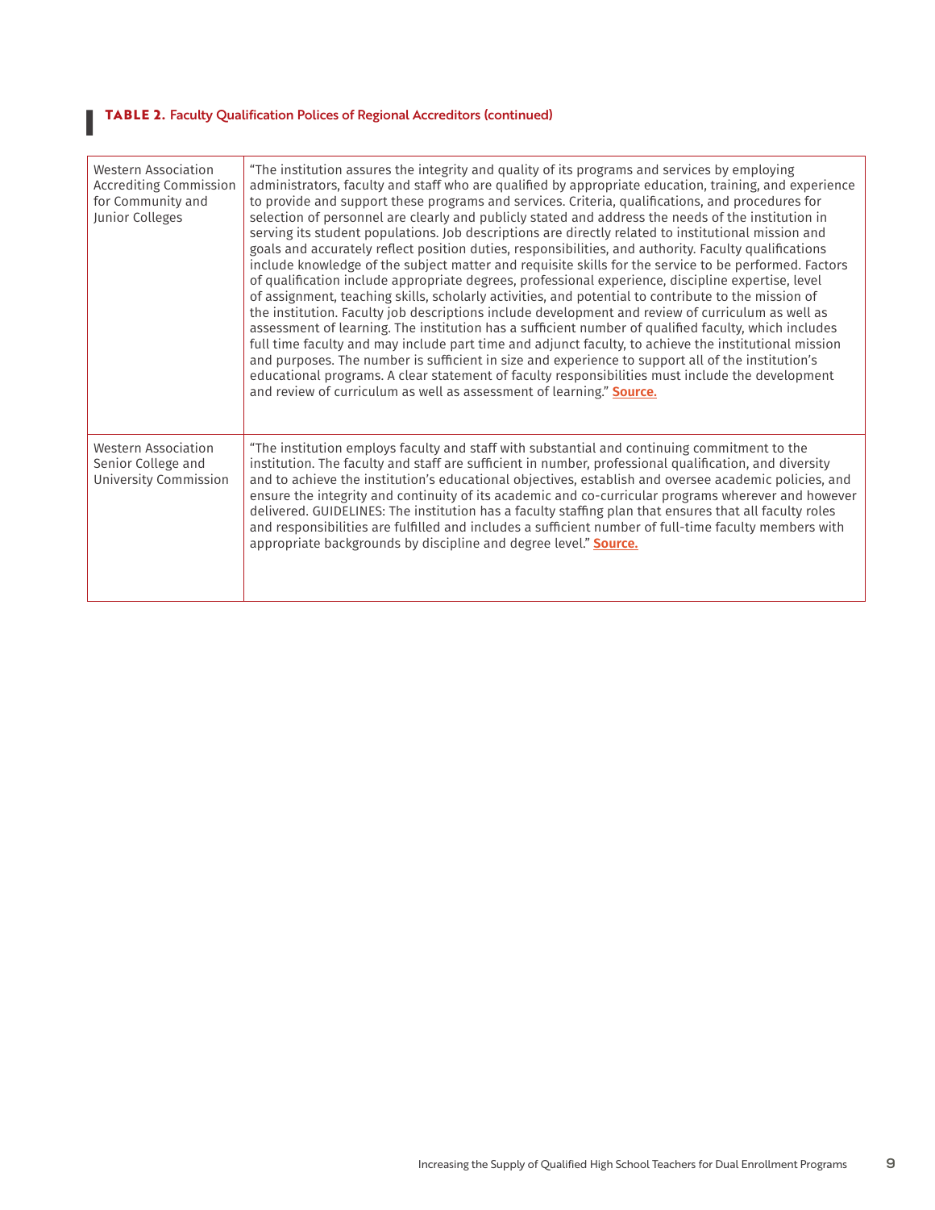**TABLE 2.** Faculty Qualification Polices of Regional Accreditors (continued)

| | |
|---|---|
| Western Association Accrediting Commission for Community and Junior Colleges | "The institution assures the integrity and quality of its programs and services by employing administrators, faculty and staff who are qualified by appropriate education, training, and experience to provide and support these programs and services. Criteria, qualifications, and procedures for selection of personnel are clearly and publicly stated and address the needs of the institution in serving its student populations. Job descriptions are directly related to institutional mission and goals and accurately reflect position duties, responsibilities, and authority. Faculty qualifications include knowledge of the subject matter and requisite skills for the service to be performed. Factors of qualification include appropriate degrees, professional experience, discipline expertise, level of assignment, teaching skills, scholarly activities, and potential to contribute to the mission of the institution. Faculty job descriptions include development and review of curriculum as well as assessment of learning. The institution has a sufficient number of qualified faculty, which includes full time faculty and may include part time and adjunct faculty, to achieve the institutional mission and purposes. The number is sufficient in size and experience to support all of the institution's educational programs. A clear statement of faculty responsibilities must include the development and review of curriculum as well as assessment of learning." **Source.** |
| Western Association Senior College and University Commission | "The institution employs faculty and staff with substantial and continuing commitment to the institution. The faculty and staff are sufficient in number, professional qualification, and diversity and to achieve the institution's educational objectives, establish and oversee academic policies, and ensure the integrity and continuity of its academic and co-curricular programs wherever and however delivered. GUIDELINES: The institution has a faculty staffing plan that ensures that all faculty roles and responsibilities are fulfilled and includes a sufficient number of full-time faculty members with appropriate backgrounds by discipline and degree level." **Source.** |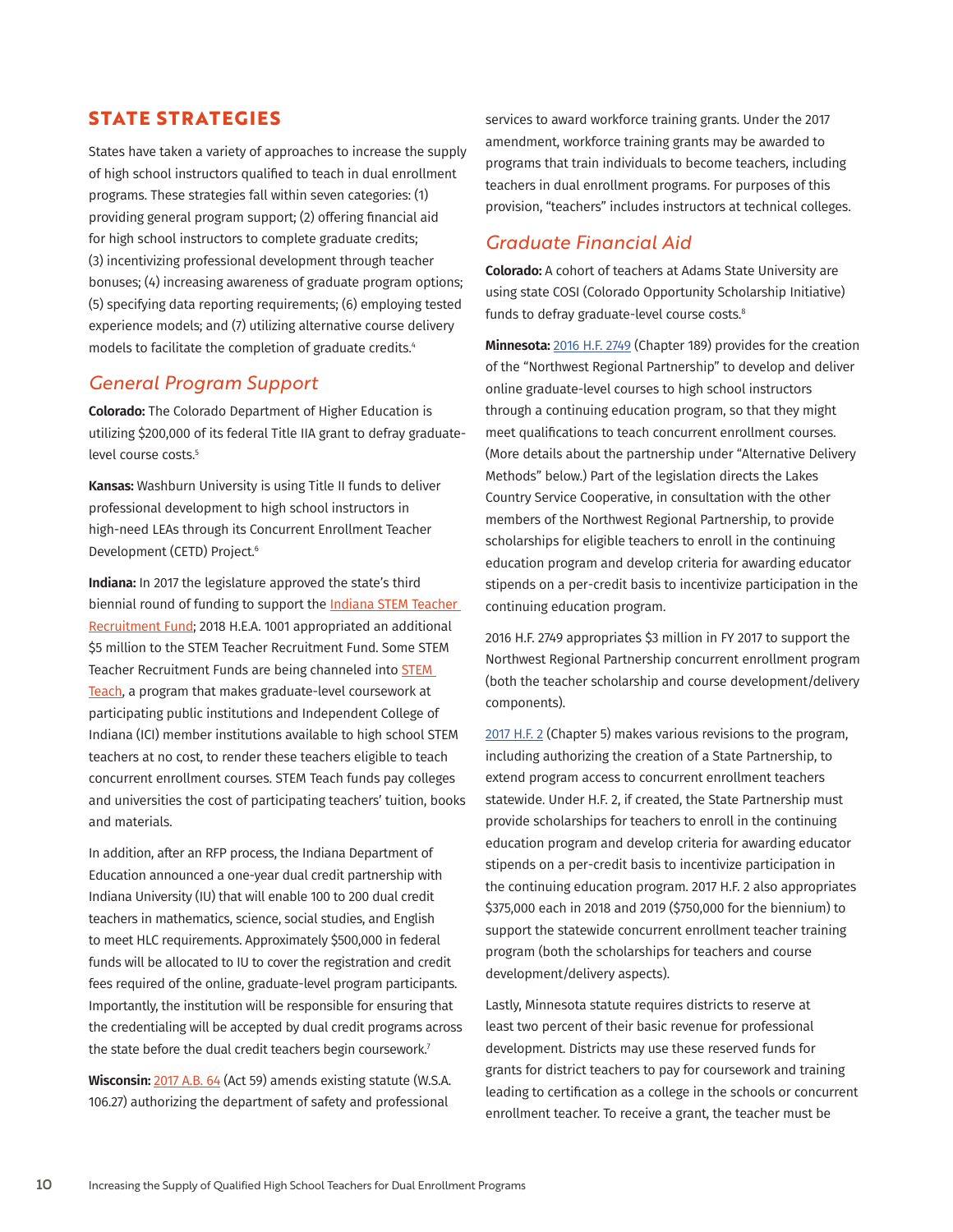## STATE STRATEGIES

States have taken a variety of approaches to increase the supply of high school instructors qualified to teach in dual enrollment programs. These strategies fall within seven categories: (1) providing general program support; (2) offering financial aid for high school instructors to complete graduate credits; (3) incentivizing professional development through teacher bonuses; (4) increasing awareness of graduate program options; (5) specifying data reporting requirements; (6) employing tested experience models; and (7) utilizing alternative course delivery models to facilitate the completion of graduate credits.[4]

### *General Program Support*

**Colorado:** The Colorado Department of Higher Education is utilizing $200,000 of its federal Title IIA grant to defray graduate-level course costs.[5]

**Kansas:** Washburn University is using Title II funds to deliver professional development to high school instructors in high-need LEAs through its Concurrent Enrollment Teacher Development (CETD) Project.[6]

**Indiana:** In 2017 the legislature approved the state's third biennial round of funding to support the Indiana STEM Teacher Recruitment Fund; 2018 H.E.A. 1001 appropriated an additional $5 million to the STEM Teacher Recruitment Fund. Some STEM Teacher Recruitment Funds are being channeled into STEM Teach, a program that makes graduate-level coursework at participating public institutions and Independent College of Indiana (ICI) member institutions available to high school STEM teachers at no cost, to render these teachers eligible to teach concurrent enrollment courses. STEM Teach funds pay colleges and universities the cost of participating teachers' tuition, books and materials.

In addition, after an RFP process, the Indiana Department of Education announced a one-year dual credit partnership with Indiana University (IU) that will enable 100 to 200 dual credit teachers in mathematics, science, social studies, and English to meet HLC requirements. Approximately $500,000 in federal funds will be allocated to IU to cover the registration and credit fees required of the online, graduate-level program participants. Importantly, the institution will be responsible for ensuring that the credentialing will be accepted by dual credit programs across the state before the dual credit teachers begin coursework.[7]

**Wisconsin:** 2017 A.B. 64 (Act 59) amends existing statute (W.S.A. 106.27) authorizing the department of safety and professional services to award workforce training grants. Under the 2017 amendment, workforce training grants may be awarded to programs that train individuals to become teachers, including teachers in dual enrollment programs. For purposes of this provision, "teachers" includes instructors at technical colleges.

### *Graduate Financial Aid*

**Colorado:** A cohort of teachers at Adams State University are using state COSI (Colorado Opportunity Scholarship Initiative) funds to defray graduate-level course costs.[8]

**Minnesota:** 2016 H.F. 2749 (Chapter 189) provides for the creation of the "Northwest Regional Partnership" to develop and deliver online graduate-level courses to high school instructors through a continuing education program, so that they might meet qualifications to teach concurrent enrollment courses. (More details about the partnership under "Alternative Delivery Methods" below.) Part of the legislation directs the Lakes Country Service Cooperative, in consultation with the other members of the Northwest Regional Partnership, to provide scholarships for eligible teachers to enroll in the continuing education program and develop criteria for awarding educator stipends on a per-credit basis to incentivize participation in the continuing education program.

2016 H.F. 2749 appropriates $3 million in FY 2017 to support the Northwest Regional Partnership concurrent enrollment program (both the teacher scholarship and course development/delivery components).

2017 H.F. 2 (Chapter 5) makes various revisions to the program, including authorizing the creation of a State Partnership, to extend program access to concurrent enrollment teachers statewide. Under H.F. 2, if created, the State Partnership must provide scholarships for teachers to enroll in the continuing education program and develop criteria for awarding educator stipends on a per-credit basis to incentivize participation in the continuing education program. 2017 H.F. 2 also appropriates $375,000 each in 2018 and 2019 ($750,000 for the biennium) to support the statewide concurrent enrollment teacher training program (both the scholarships for teachers and course development/delivery aspects).

Lastly, Minnesota statute requires districts to reserve at least two percent of their basic revenue for professional development. Districts may use these reserved funds for grants for district teachers to pay for coursework and training leading to certification as a college in the schools or concurrent enrollment teacher. To receive a grant, the teacher must be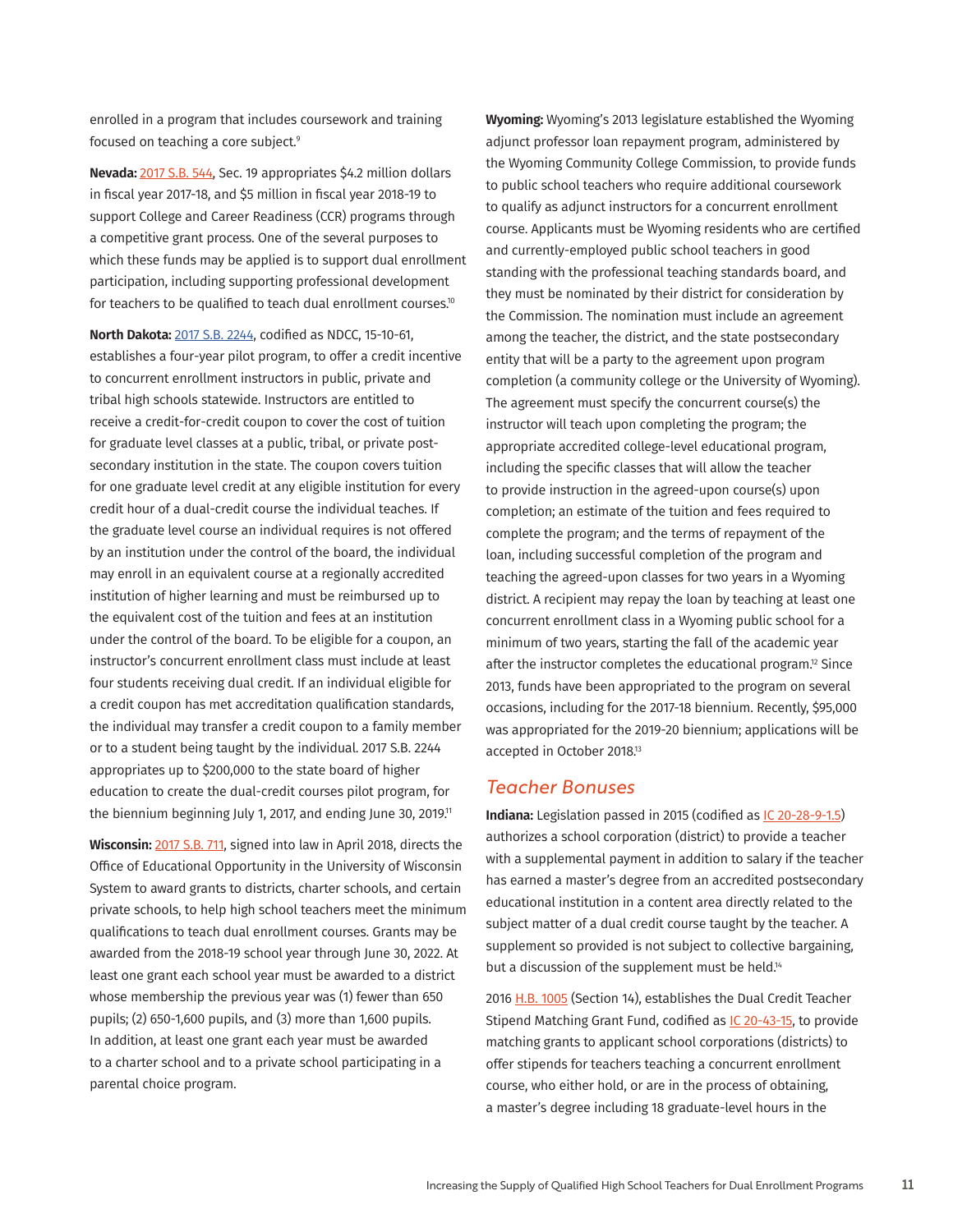enrolled in a program that includes coursework and training focused on teaching a core subject.[9]

**Nevada:** 2017 S.B. 544, Sec. 19 appropriates $4.2 million dollars in fiscal year 2017-18, and $5 million in fiscal year 2018-19 to support College and Career Readiness (CCR) programs through a competitive grant process. One of the several purposes to which these funds may be applied is to support dual enrollment participation, including supporting professional development for teachers to be qualified to teach dual enrollment courses.[10]

**North Dakota:** 2017 S.B. 2244, codified as NDCC, 15-10-61, establishes a four-year pilot program, to offer a credit incentive to concurrent enrollment instructors in public, private and tribal high schools statewide. Instructors are entitled to receive a credit-for-credit coupon to cover the cost of tuition for graduate level classes at a public, tribal, or private post-secondary institution in the state. The coupon covers tuition for one graduate level credit at any eligible institution for every credit hour of a dual-credit course the individual teaches. If the graduate level course an individual requires is not offered by an institution under the control of the board, the individual may enroll in an equivalent course at a regionally accredited institution of higher learning and must be reimbursed up to the equivalent cost of the tuition and fees at an institution under the control of the board. To be eligible for a coupon, an instructor's concurrent enrollment class must include at least four students receiving dual credit. If an individual eligible for a credit coupon has met accreditation qualification standards, the individual may transfer a credit coupon to a family member or to a student being taught by the individual. 2017 S.B. 2244 appropriates up to $200,000 to the state board of higher education to create the dual-credit courses pilot program, for the biennium beginning July 1, 2017, and ending June 30, 2019.[11]

**Wisconsin:** 2017 S.B. 711, signed into law in April 2018, directs the Office of Educational Opportunity in the University of Wisconsin System to award grants to districts, charter schools, and certain private schools, to help high school teachers meet the minimum qualifications to teach dual enrollment courses. Grants may be awarded from the 2018-19 school year through June 30, 2022. At least one grant each school year must be awarded to a district whose membership the previous year was (1) fewer than 650 pupils; (2) 650-1,600 pupils, and (3) more than 1,600 pupils. In addition, at least one grant each year must be awarded to a charter school and to a private school participating in a parental choice program.

**Wyoming:** Wyoming's 2013 legislature established the Wyoming adjunct professor loan repayment program, administered by the Wyoming Community College Commission, to provide funds to public school teachers who require additional coursework to qualify as adjunct instructors for a concurrent enrollment course. Applicants must be Wyoming residents who are certified and currently-employed public school teachers in good standing with the professional teaching standards board, and they must be nominated by their district for consideration by the Commission. The nomination must include an agreement among the teacher, the district, and the state postsecondary entity that will be a party to the agreement upon program completion (a community college or the University of Wyoming). The agreement must specify the concurrent course(s) the instructor will teach upon completing the program; the appropriate accredited college-level educational program, including the specific classes that will allow the teacher to provide instruction in the agreed-upon course(s) upon completion; an estimate of the tuition and fees required to complete the program; and the terms of repayment of the loan, including successful completion of the program and teaching the agreed-upon classes for two years in a Wyoming district. A recipient may repay the loan by teaching at least one concurrent enrollment class in a Wyoming public school for a minimum of two years, starting the fall of the academic year after the instructor completes the educational program.[12] Since 2013, funds have been appropriated to the program on several occasions, including for the 2017-18 biennium. Recently, $95,000 was appropriated for the 2019-20 biennium; applications will be accepted in October 2018.[13]

## *Teacher Bonuses*

**Indiana:** Legislation passed in 2015 (codified as IC 20-28-9-1.5) authorizes a school corporation (district) to provide a teacher with a supplemental payment in addition to salary if the teacher has earned a master's degree from an accredited postsecondary educational institution in a content area directly related to the subject matter of a dual credit course taught by the teacher. A supplement so provided is not subject to collective bargaining, but a discussion of the supplement must be held.[14]

2016 H.B. 1005 (Section 14), establishes the Dual Credit Teacher Stipend Matching Grant Fund, codified as IC 20-43-15, to provide matching grants to applicant school corporations (districts) to offer stipends for teachers teaching a concurrent enrollment course, who either hold, or are in the process of obtaining, a master's degree including 18 graduate-level hours in the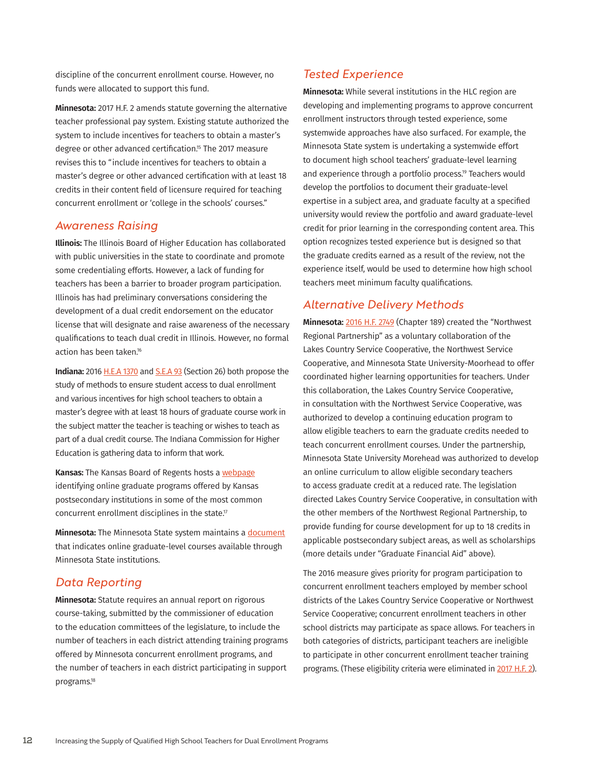discipline of the concurrent enrollment course. However, no funds were allocated to support this fund.

**Minnesota:** 2017 H.F. 2 amends statute governing the alternative teacher professional pay system. Existing statute authorized the system to include incentives for teachers to obtain a master's degree or other advanced certification.[15] The 2017 measure revises this to "include incentives for teachers to obtain a master's degree or other advanced certification with at least 18 credits in their content field of licensure required for teaching concurrent enrollment or 'college in the schools' courses."

## *Awareness Raising*

**Illinois:** The Illinois Board of Higher Education has collaborated with public universities in the state to coordinate and promote some credentialing efforts. However, a lack of funding for teachers has been a barrier to broader program participation. Illinois has had preliminary conversations considering the development of a dual credit endorsement on the educator license that will designate and raise awareness of the necessary qualifications to teach dual credit in Illinois. However, no formal action has been taken.[16]

**Indiana:** 2016 H.E.A 1370 and S.E.A 93 (Section 26) both propose the study of methods to ensure student access to dual enrollment and various incentives for high school teachers to obtain a master's degree with at least 18 hours of graduate course work in the subject matter the teacher is teaching or wishes to teach as part of a dual credit course. The Indiana Commission for Higher Education is gathering data to inform that work.

**Kansas:** The Kansas Board of Regents hosts a webpage identifying online graduate programs offered by Kansas postsecondary institutions in some of the most common concurrent enrollment disciplines in the state.[17]

**Minnesota:** The Minnesota State system maintains a document that indicates online graduate-level courses available through Minnesota State institutions.

## *Data Reporting*

**Minnesota:** Statute requires an annual report on rigorous course-taking, submitted by the commissioner of education to the education committees of the legislature, to include the number of teachers in each district attending training programs offered by Minnesota concurrent enrollment programs, and the number of teachers in each district participating in support programs.[18]

## *Tested Experience*

**Minnesota:** While several institutions in the HLC region are developing and implementing programs to approve concurrent enrollment instructors through tested experience, some systemwide approaches have also surfaced. For example, the Minnesota State system is undertaking a systemwide effort to document high school teachers' graduate-level learning and experience through a portfolio process.[19] Teachers would develop the portfolios to document their graduate-level expertise in a subject area, and graduate faculty at a specified university would review the portfolio and award graduate-level credit for prior learning in the corresponding content area. This option recognizes tested experience but is designed so that the graduate credits earned as a result of the review, not the experience itself, would be used to determine how high school teachers meet minimum faculty qualifications.

## *Alternative Delivery Methods*

**Minnesota:** 2016 H.F. 2749 (Chapter 189) created the "Northwest Regional Partnership" as a voluntary collaboration of the Lakes Country Service Cooperative, the Northwest Service Cooperative, and Minnesota State University-Moorhead to offer coordinated higher learning opportunities for teachers. Under this collaboration, the Lakes Country Service Cooperative, in consultation with the Northwest Service Cooperative, was authorized to develop a continuing education program to allow eligible teachers to earn the graduate credits needed to teach concurrent enrollment courses. Under the partnership, Minnesota State University Morehead was authorized to develop an online curriculum to allow eligible secondary teachers to access graduate credit at a reduced rate. The legislation directed Lakes Country Service Cooperative, in consultation with the other members of the Northwest Regional Partnership, to provide funding for course development for up to 18 credits in applicable postsecondary subject areas, as well as scholarships (more details under "Graduate Financial Aid" above).

The 2016 measure gives priority for program participation to concurrent enrollment teachers employed by member school districts of the Lakes Country Service Cooperative or Northwest Service Cooperative; concurrent enrollment teachers in other school districts may participate as space allows. For teachers in both categories of districts, participant teachers are ineligible to participate in other concurrent enrollment teacher training programs. (These eligibility criteria were eliminated in 2017 H.F. 2).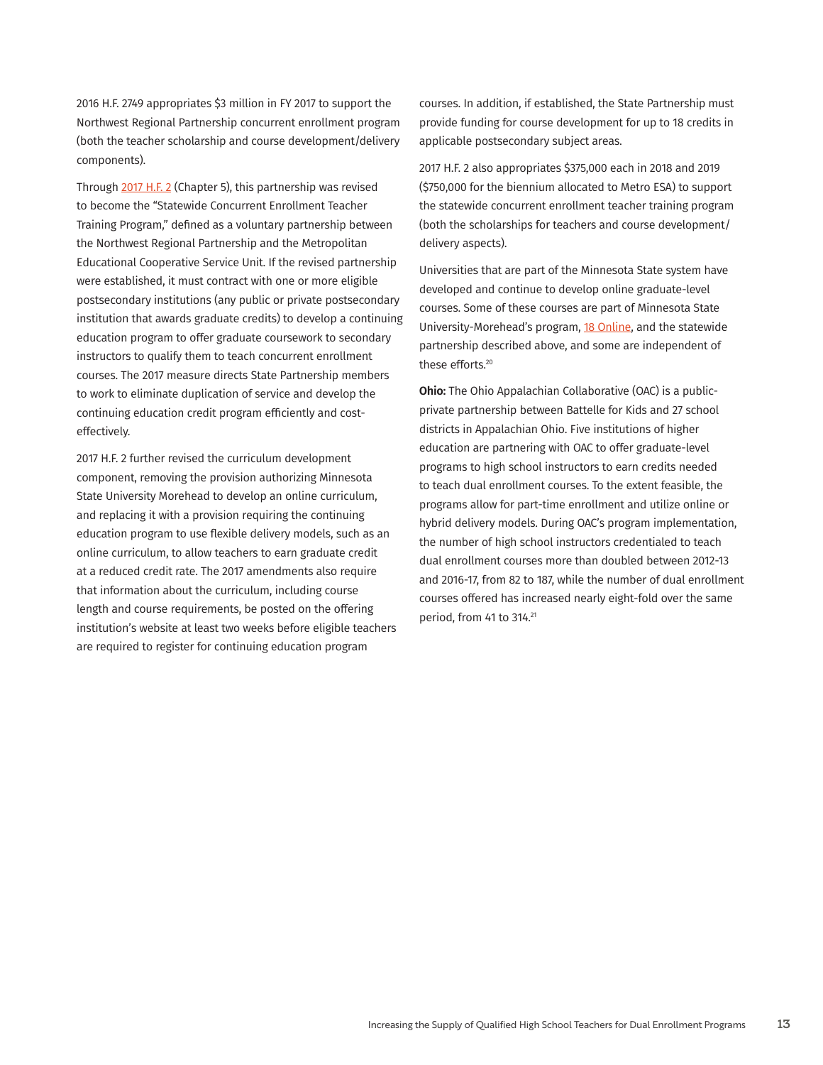2016 H.F. 2749 appropriates $3 million in FY 2017 to support the Northwest Regional Partnership concurrent enrollment program (both the teacher scholarship and course development/delivery components).

Through 2017 H.F. 2 (Chapter 5), this partnership was revised to become the "Statewide Concurrent Enrollment Teacher Training Program," defined as a voluntary partnership between the Northwest Regional Partnership and the Metropolitan Educational Cooperative Service Unit. If the revised partnership were established, it must contract with one or more eligible postsecondary institutions (any public or private postsecondary institution that awards graduate credits) to develop a continuing education program to offer graduate coursework to secondary instructors to qualify them to teach concurrent enrollment courses. The 2017 measure directs State Partnership members to work to eliminate duplication of service and develop the continuing education credit program efficiently and cost-effectively.

2017 H.F. 2 further revised the curriculum development component, removing the provision authorizing Minnesota State University Morehead to develop an online curriculum, and replacing it with a provision requiring the continuing education program to use flexible delivery models, such as an online curriculum, to allow teachers to earn graduate credit at a reduced credit rate. The 2017 amendments also require that information about the curriculum, including course length and course requirements, be posted on the offering institution's website at least two weeks before eligible teachers are required to register for continuing education program courses. In addition, if established, the State Partnership must provide funding for course development for up to 18 credits in applicable postsecondary subject areas.

2017 H.F. 2 also appropriates $375,000 each in 2018 and 2019 ($750,000 for the biennium allocated to Metro ESA) to support the statewide concurrent enrollment teacher training program (both the scholarships for teachers and course development/delivery aspects).

Universities that are part of the Minnesota State system have developed and continue to develop online graduate-level courses. Some of these courses are part of Minnesota State University-Morehead's program, 18 Online, and the statewide partnership described above, and some are independent of these efforts.[20]

**Ohio:** The Ohio Appalachian Collaborative (OAC) is a public-private partnership between Battelle for Kids and 27 school districts in Appalachian Ohio. Five institutions of higher education are partnering with OAC to offer graduate-level programs to high school instructors to earn credits needed to teach dual enrollment courses. To the extent feasible, the programs allow for part-time enrollment and utilize online or hybrid delivery models. During OAC's program implementation, the number of high school instructors credentialed to teach dual enrollment courses more than doubled between 2012-13 and 2016-17, from 82 to 187, while the number of dual enrollment courses offered has increased nearly eight-fold over the same period, from 41 to 314.[21]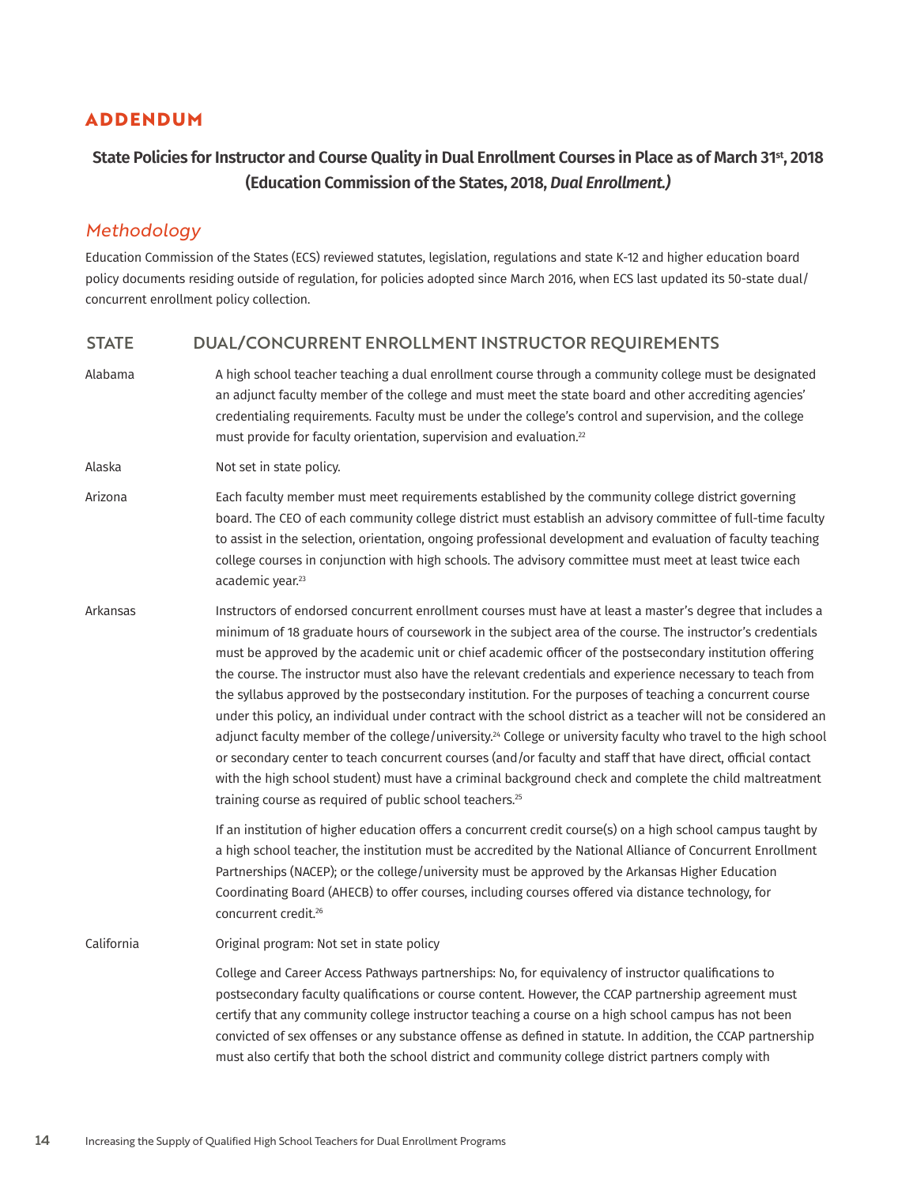## ADDENDUM

### State Policies for Instructor and Course Quality in Dual Enrollment Courses in Place as of March 31st, 2018 (Education Commission of the States, 2018, *Dual Enrollment.)*

### *Methodology*

Education Commission of the States (ECS) reviewed statutes, legislation, regulations and state K-12 and higher education board policy documents residing outside of regulation, for policies adopted since March 2016, when ECS last updated its 50-state dual/concurrent enrollment policy collection.

| STATE | DUAL/CONCURRENT ENROLLMENT INSTRUCTOR REQUIREMENTS |
|---|---|
| Alabama | A high school teacher teaching a dual enrollment course through a community college must be designated an adjunct faculty member of the college and must meet the state board and other accrediting agencies' credentialing requirements. Faculty must be under the college's control and supervision, and the college must provide for faculty orientation, supervision and evaluation.[22] |
| Alaska | Not set in state policy. |
| Arizona | Each faculty member must meet requirements established by the community college district governing board. The CEO of each community college district must establish an advisory committee of full-time faculty to assist in the selection, orientation, ongoing professional development and evaluation of faculty teaching college courses in conjunction with high schools. The advisory committee must meet at least twice each academic year.[23] |
| Arkansas | Instructors of endorsed concurrent enrollment courses must have at least a master's degree that includes a minimum of 18 graduate hours of coursework in the subject area of the course. The instructor's credentials must be approved by the academic unit or chief academic officer of the postsecondary institution offering the course. The instructor must also have the relevant credentials and experience necessary to teach from the syllabus approved by the postsecondary institution. For the purposes of teaching a concurrent course under this policy, an individual under contract with the school district as a teacher will not be considered an adjunct faculty member of the college/university.[24] College or university faculty who travel to the high school or secondary center to teach concurrent courses (and/or faculty and staff that have direct, official contact with the high school student) must have a criminal background check and complete the child maltreatment training course as required of public school teachers.[25]<br><br>If an institution of higher education offers a concurrent credit course(s) on a high school campus taught by a high school teacher, the institution must be accredited by the National Alliance of Concurrent Enrollment Partnerships (NACEP); or the college/university must be approved by the Arkansas Higher Education Coordinating Board (AHECB) to offer courses, including courses offered via distance technology, for concurrent credit.[26] |
| California | Original program: Not set in state policy<br><br>College and Career Access Pathways partnerships: No, for equivalency of instructor qualifications to postsecondary faculty qualifications or course content. However, the CCAP partnership agreement must certify that any community college instructor teaching a course on a high school campus has not been convicted of sex offenses or any substance offense as defined in statute. In addition, the CCAP partnership must also certify that both the school district and community college district partners comply with |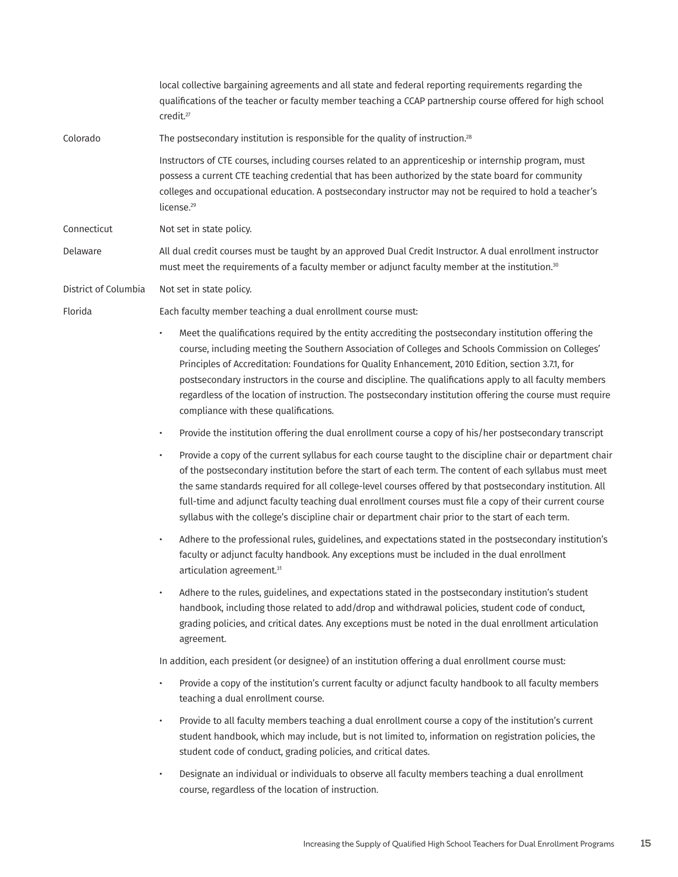| | |
|---|---|
| | local collective bargaining agreements and all state and federal reporting requirements regarding the qualifications of the teacher or faculty member teaching a CCAP partnership course offered for high school credit.[27] |
| Colorado | The postsecondary institution is responsible for the quality of instruction.[28]<br><br>Instructors of CTE courses, including courses related to an apprenticeship or internship program, must possess a current CTE teaching credential that has been authorized by the state board for community colleges and occupational education. A postsecondary instructor may not be required to hold a teacher's license.[29] |
| Connecticut | Not set in state policy. |
| Delaware | All dual credit courses must be taught by an approved Dual Credit Instructor. A dual enrollment instructor must meet the requirements of a faculty member or adjunct faculty member at the institution.[30] |
| District of Columbia | Not set in state policy. |
| Florida | Each faculty member teaching a dual enrollment course must:<br><br>• Meet the qualifications required by the entity accrediting the postsecondary institution offering the course, including meeting the Southern Association of Colleges and Schools Commission on Colleges' Principles of Accreditation: Foundations for Quality Enhancement, 2010 Edition, section 3.7.1, for postsecondary instructors in the course and discipline. The qualifications apply to all faculty members regardless of the location of instruction. The postsecondary institution offering the course must require compliance with these qualifications.<br><br>• Provide the institution offering the dual enrollment course a copy of his/her postsecondary transcript<br><br>• Provide a copy of the current syllabus for each course taught to the discipline chair or department chair of the postsecondary institution before the start of each term. The content of each syllabus must meet the same standards required for all college-level courses offered by that postsecondary institution. All full-time and adjunct faculty teaching dual enrollment courses must file a copy of their current course syllabus with the college's discipline chair or department chair prior to the start of each term.<br><br>• Adhere to the professional rules, guidelines, and expectations stated in the postsecondary institution's faculty or adjunct faculty handbook. Any exceptions must be included in the dual enrollment articulation agreement.[31]<br><br>• Adhere to the rules, guidelines, and expectations stated in the postsecondary institution's student handbook, including those related to add/drop and withdrawal policies, student code of conduct, grading policies, and critical dates. Any exceptions must be noted in the dual enrollment articulation agreement.<br><br>In addition, each president (or designee) of an institution offering a dual enrollment course must:<br><br>• Provide a copy of the institution's current faculty or adjunct faculty handbook to all faculty members teaching a dual enrollment course.<br><br>• Provide to all faculty members teaching a dual enrollment course a copy of the institution's current student handbook, which may include, but is not limited to, information on registration policies, the student code of conduct, grading policies, and critical dates.<br><br>• Designate an individual or individuals to observe all faculty members teaching a dual enrollment course, regardless of the location of instruction. |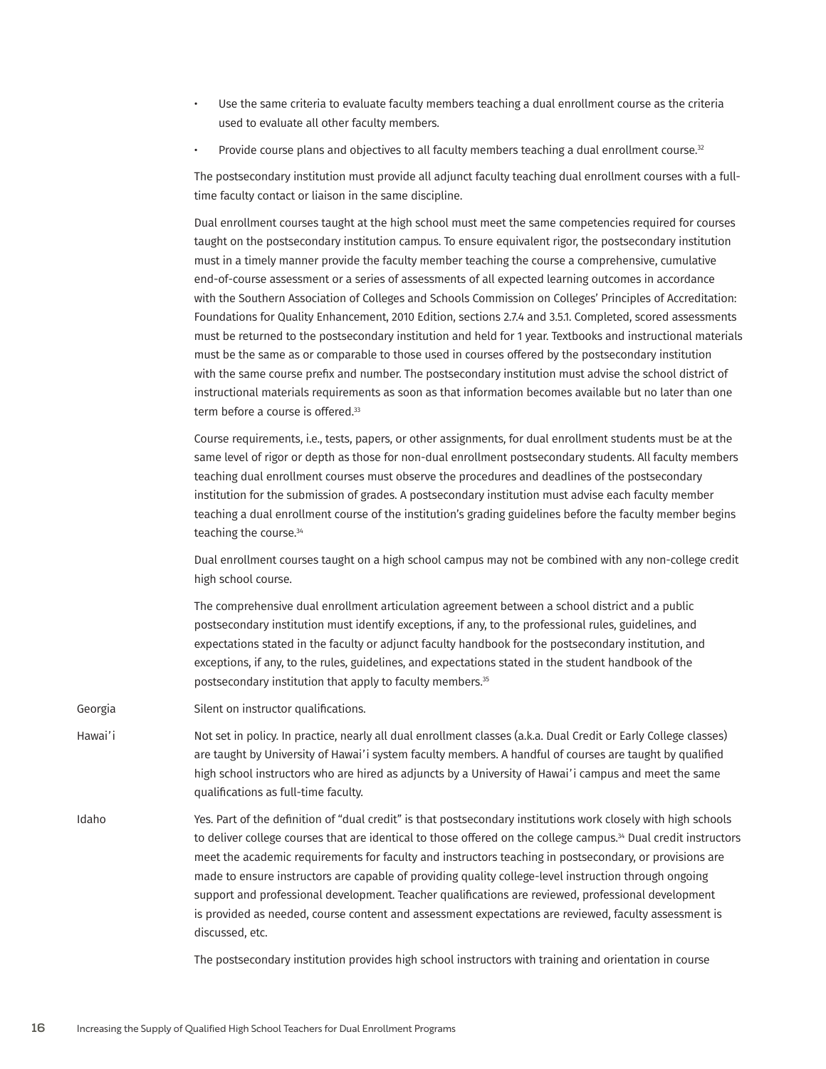- Use the same criteria to evaluate faculty members teaching a dual enrollment course as the criteria used to evaluate all other faculty members.
- Provide course plans and objectives to all faculty members teaching a dual enrollment course.[32]

The postsecondary institution must provide all adjunct faculty teaching dual enrollment courses with a full-time faculty contact or liaison in the same discipline.

Dual enrollment courses taught at the high school must meet the same competencies required for courses taught on the postsecondary institution campus. To ensure equivalent rigor, the postsecondary institution must in a timely manner provide the faculty member teaching the course a comprehensive, cumulative end-of-course assessment or a series of assessments of all expected learning outcomes in accordance with the Southern Association of Colleges and Schools Commission on Colleges' Principles of Accreditation: Foundations for Quality Enhancement, 2010 Edition, sections 2.7.4 and 3.5.1. Completed, scored assessments must be returned to the postsecondary institution and held for 1 year. Textbooks and instructional materials must be the same as or comparable to those used in courses offered by the postsecondary institution with the same course prefix and number. The postsecondary institution must advise the school district of instructional materials requirements as soon as that information becomes available but no later than one term before a course is offered.[33]

Course requirements, i.e., tests, papers, or other assignments, for dual enrollment students must be at the same level of rigor or depth as those for non-dual enrollment postsecondary students. All faculty members teaching dual enrollment courses must observe the procedures and deadlines of the postsecondary institution for the submission of grades. A postsecondary institution must advise each faculty member teaching a dual enrollment course of the institution's grading guidelines before the faculty member begins teaching the course.[34]

Dual enrollment courses taught on a high school campus may not be combined with any non-college credit high school course.

The comprehensive dual enrollment articulation agreement between a school district and a public postsecondary institution must identify exceptions, if any, to the professional rules, guidelines, and expectations stated in the faculty or adjunct faculty handbook for the postsecondary institution, and exceptions, if any, to the rules, guidelines, and expectations stated in the student handbook of the postsecondary institution that apply to faculty members.[35]

| | |
|---|---|
| Georgia | Silent on instructor qualifications. |
| Hawai'i | Not set in policy. In practice, nearly all dual enrollment classes (a.k.a. Dual Credit or Early College classes) are taught by University of Hawai'i system faculty members. A handful of courses are taught by qualified high school instructors who are hired as adjuncts by a University of Hawai'i campus and meet the same qualifications as full-time faculty. |
| Idaho | Yes. Part of the definition of "dual credit" is that postsecondary institutions work closely with high schools to deliver college courses that are identical to those offered on the college campus.[34] Dual credit instructors meet the academic requirements for faculty and instructors teaching in postsecondary, or provisions are made to ensure instructors are capable of providing quality college-level instruction through ongoing support and professional development. Teacher qualifications are reviewed, professional development is provided as needed, course content and assessment expectations are reviewed, faculty assessment is discussed, etc.<br><br>The postsecondary institution provides high school instructors with training and orientation in course |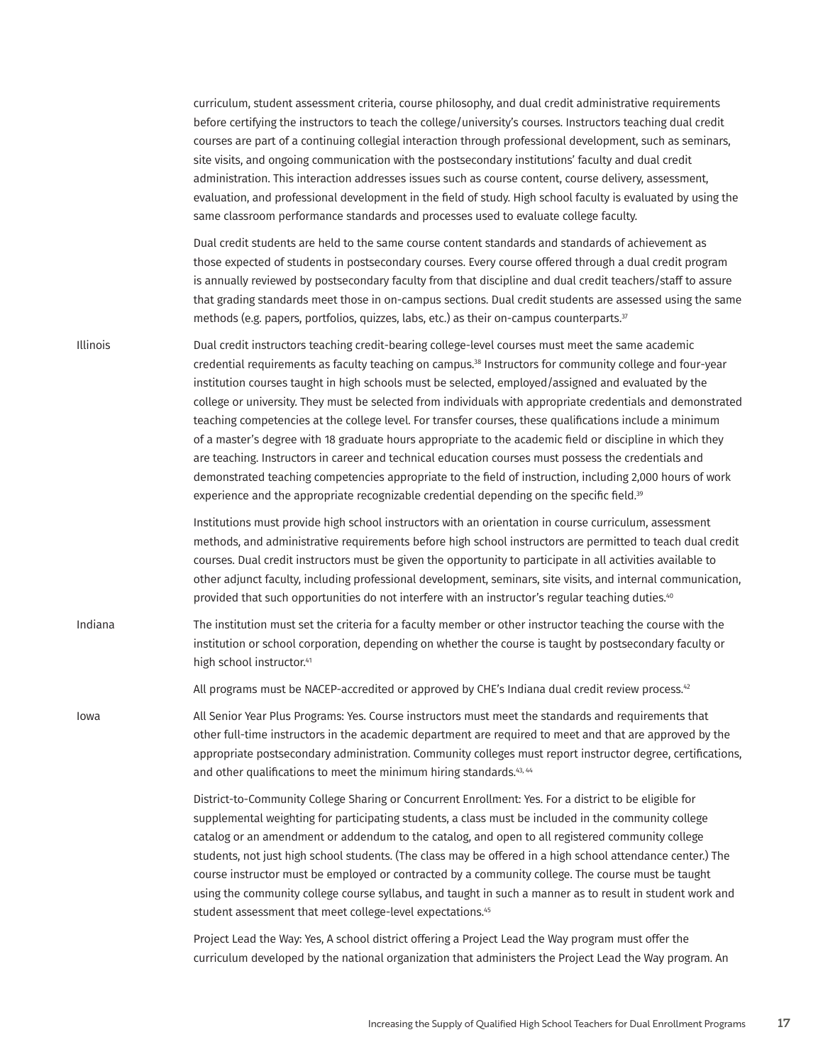| | |
|---|---|
| | curriculum, student assessment criteria, course philosophy, and dual credit administrative requirements before certifying the instructors to teach the college/university's courses. Instructors teaching dual credit courses are part of a continuing collegial interaction through professional development, such as seminars, site visits, and ongoing communication with the postsecondary institutions' faculty and dual credit administration. This interaction addresses issues such as course content, course delivery, assessment, evaluation, and professional development in the field of study. High school faculty is evaluated by using the same classroom performance standards and processes used to evaluate college faculty.<br><br>Dual credit students are held to the same course content standards and standards of achievement as those expected of students in postsecondary courses. Every course offered through a dual credit program is annually reviewed by postsecondary faculty from that discipline and dual credit teachers/staff to assure that grading standards meet those in on-campus sections. Dual credit students are assessed using the same methods (e.g. papers, portfolios, quizzes, labs, etc.) as their on-campus counterparts.[37] |
| Illinois | Dual credit instructors teaching credit-bearing college-level courses must meet the same academic credential requirements as faculty teaching on campus.[38] Instructors for community college and four-year institution courses taught in high schools must be selected, employed/assigned and evaluated by the college or university. They must be selected from individuals with appropriate credentials and demonstrated teaching competencies at the college level. For transfer courses, these qualifications include a minimum of a master's degree with 18 graduate hours appropriate to the academic field or discipline in which they are teaching. Instructors in career and technical education courses must possess the credentials and demonstrated teaching competencies appropriate to the field of instruction, including 2,000 hours of work experience and the appropriate recognizable credential depending on the specific field.[39]<br><br>Institutions must provide high school instructors with an orientation in course curriculum, assessment methods, and administrative requirements before high school instructors are permitted to teach dual credit courses. Dual credit instructors must be given the opportunity to participate in all activities available to other adjunct faculty, including professional development, seminars, site visits, and internal communication, provided that such opportunities do not interfere with an instructor's regular teaching duties.[40] |
| Indiana | The institution must set the criteria for a faculty member or other instructor teaching the course with the institution or school corporation, depending on whether the course is taught by postsecondary faculty or high school instructor.[41]<br><br>All programs must be NACEP-accredited or approved by CHE's Indiana dual credit review process.[42] |
| Iowa | All Senior Year Plus Programs: Yes. Course instructors must meet the standards and requirements that other full-time instructors in the academic department are required to meet and that are approved by the appropriate postsecondary administration. Community colleges must report instructor degree, certifications, and other qualifications to meet the minimum hiring standards.[43, 44]<br><br>District-to-Community College Sharing or Concurrent Enrollment: Yes. For a district to be eligible for supplemental weighting for participating students, a class must be included in the community college catalog or an amendment or addendum to the catalog, and open to all registered community college students, not just high school students. (The class may be offered in a high school attendance center.) The course instructor must be employed or contracted by a community college. The course must be taught using the community college course syllabus, and taught in such a manner as to result in student work and student assessment that meet college-level expectations.[45]<br><br>Project Lead the Way: Yes, A school district offering a Project Lead the Way program must offer the curriculum developed by the national organization that administers the Project Lead the Way program. An |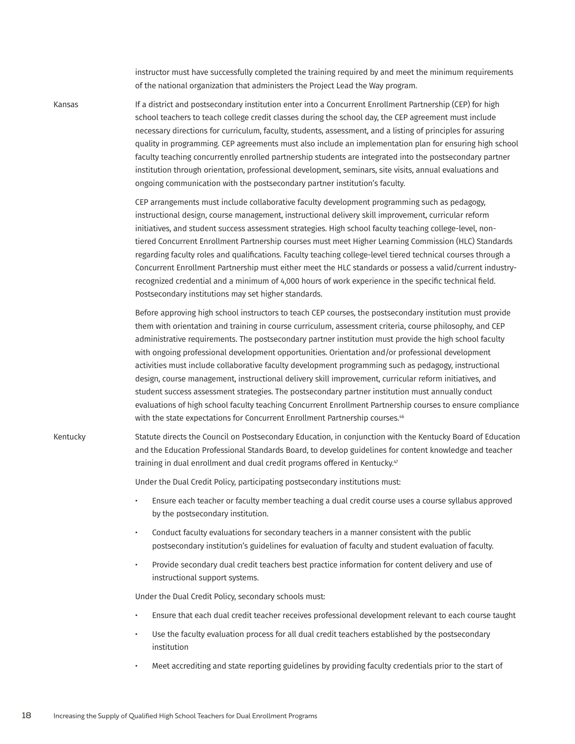instructor must have successfully completed the training required by and meet the minimum requirements of the national organization that administers the Project Lead the Way program.

| | |
|---|---|
| Kansas | If a district and postsecondary institution enter into a Concurrent Enrollment Partnership (CEP) for high school teachers to teach college credit classes during the school day, the CEP agreement must include necessary directions for curriculum, faculty, students, assessment, and a listing of principles for assuring quality in programming. CEP agreements must also include an implementation plan for ensuring high school faculty teaching concurrently enrolled partnership students are integrated into the postsecondary partner institution through orientation, professional development, seminars, site visits, annual evaluations and ongoing communication with the postsecondary partner institution's faculty.<br><br>CEP arrangements must include collaborative faculty development programming such as pedagogy, instructional design, course management, instructional delivery skill improvement, curricular reform initiatives, and student success assessment strategies. High school faculty teaching college-level, non-tiered Concurrent Enrollment Partnership courses must meet Higher Learning Commission (HLC) Standards regarding faculty roles and qualifications. Faculty teaching college-level tiered technical courses through a Concurrent Enrollment Partnership must either meet the HLC standards or possess a valid/current industry-recognized credential and a minimum of 4,000 hours of work experience in the specific technical field. Postsecondary institutions may set higher standards.<br><br>Before approving high school instructors to teach CEP courses, the postsecondary institution must provide them with orientation and training in course curriculum, assessment criteria, course philosophy, and CEP administrative requirements. The postsecondary partner institution must provide the high school faculty with ongoing professional development opportunities. Orientation and/or professional development activities must include collaborative faculty development programming such as pedagogy, instructional design, course management, instructional delivery skill improvement, curricular reform initiatives, and student success assessment strategies. The postsecondary partner institution must annually conduct evaluations of high school faculty teaching Concurrent Enrollment Partnership courses to ensure compliance with the state expectations for Concurrent Enrollment Partnership courses.[46] |
| Kentucky | Statute directs the Council on Postsecondary Education, in conjunction with the Kentucky Board of Education and the Education Professional Standards Board, to develop guidelines for content knowledge and teacher training in dual enrollment and dual credit programs offered in Kentucky.[47]<br><br>Under the Dual Credit Policy, participating postsecondary institutions must:<br><br>• Ensure each teacher or faculty member teaching a dual credit course uses a course syllabus approved by the postsecondary institution.<br>• Conduct faculty evaluations for secondary teachers in a manner consistent with the public postsecondary institution's guidelines for evaluation of faculty and student evaluation of faculty.<br>• Provide secondary dual credit teachers best practice information for content delivery and use of instructional support systems.<br><br>Under the Dual Credit Policy, secondary schools must:<br><br>• Ensure that each dual credit teacher receives professional development relevant to each course taught<br>• Use the faculty evaluation process for all dual credit teachers established by the postsecondary institution<br>• Meet accrediting and state reporting guidelines by providing faculty credentials prior to the start of |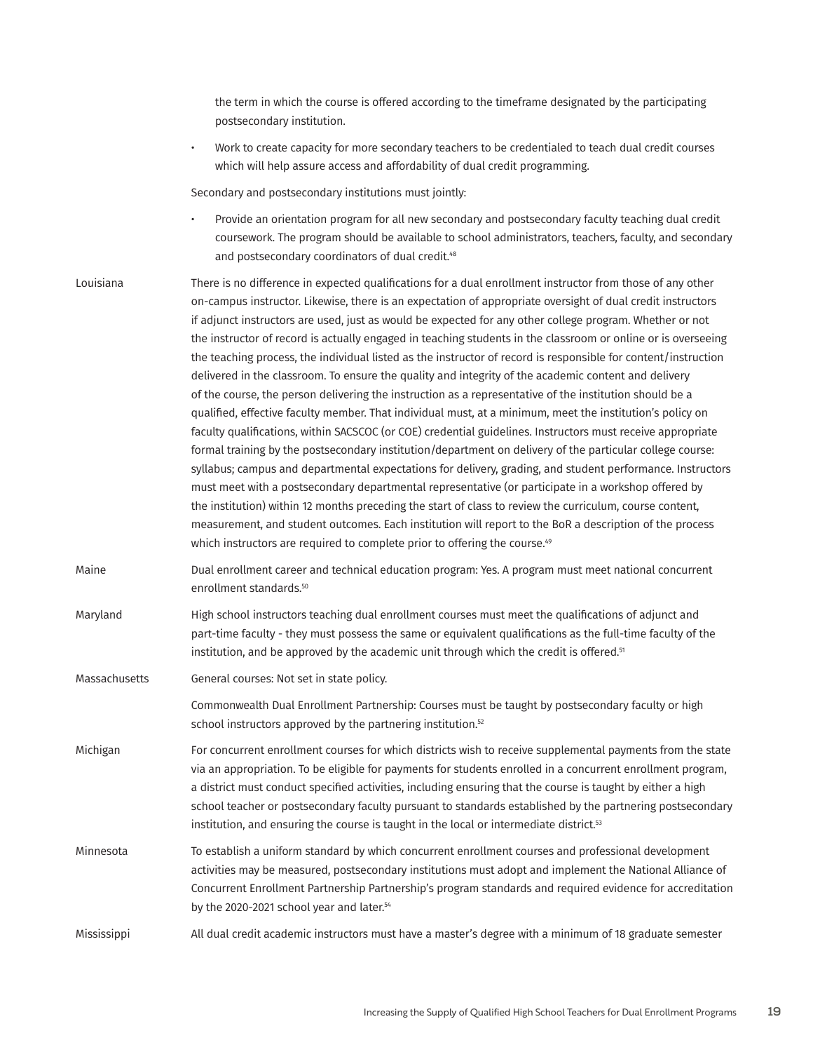| | |
|---|---|
| | the term in which the course is offered according to the timeframe designated by the participating postsecondary institution.<br>• Work to create capacity for more secondary teachers to be credentialed to teach dual credit courses which will help assure access and affordability of dual credit programming.<br><br>Secondary and postsecondary institutions must jointly:<br>• Provide an orientation program for all new secondary and postsecondary faculty teaching dual credit coursework. The program should be available to school administrators, teachers, faculty, and secondary and postsecondary coordinators of dual credit.[48] |
| Louisiana | There is no difference in expected qualifications for a dual enrollment instructor from those of any other on-campus instructor. Likewise, there is an expectation of appropriate oversight of dual credit instructors if adjunct instructors are used, just as would be expected for any other college program. Whether or not the instructor of record is actually engaged in teaching students in the classroom or online or is overseeing the teaching process, the individual listed as the instructor of record is responsible for content/instruction delivered in the classroom. To ensure the quality and integrity of the academic content and delivery of the course, the person delivering the instruction as a representative of the institution should be a qualified, effective faculty member. That individual must, at a minimum, meet the institution's policy on faculty qualifications, within SACSCOC (or COE) credential guidelines. Instructors must receive appropriate formal training by the postsecondary institution/department on delivery of the particular college course: syllabus; campus and departmental expectations for delivery, grading, and student performance. Instructors must meet with a postsecondary departmental representative (or participate in a workshop offered by the institution) within 12 months preceding the start of class to review the curriculum, course content, measurement, and student outcomes. Each institution will report to the BoR a description of the process which instructors are required to complete prior to offering the course.[49] |
| Maine | Dual enrollment career and technical education program: Yes. A program must meet national concurrent enrollment standards.[50] |
| Maryland | High school instructors teaching dual enrollment courses must meet the qualifications of adjunct and part-time faculty - they must possess the same or equivalent qualifications as the full-time faculty of the institution, and be approved by the academic unit through which the credit is offered.[51] |
| Massachusetts | General courses: Not set in state policy.<br><br>Commonwealth Dual Enrollment Partnership: Courses must be taught by postsecondary faculty or high school instructors approved by the partnering institution.[52] |
| Michigan | For concurrent enrollment courses for which districts wish to receive supplemental payments from the state via an appropriation. To be eligible for payments for students enrolled in a concurrent enrollment program, a district must conduct specified activities, including ensuring that the course is taught by either a high school teacher or postsecondary faculty pursuant to standards established by the partnering postsecondary institution, and ensuring the course is taught in the local or intermediate district.[53] |
| Minnesota | To establish a uniform standard by which concurrent enrollment courses and professional development activities may be measured, postsecondary institutions must adopt and implement the National Alliance of Concurrent Enrollment Partnership Partnership's program standards and required evidence for accreditation by the 2020-2021 school year and later.[54] |
| Mississippi | All dual credit academic instructors must have a master's degree with a minimum of 18 graduate semester |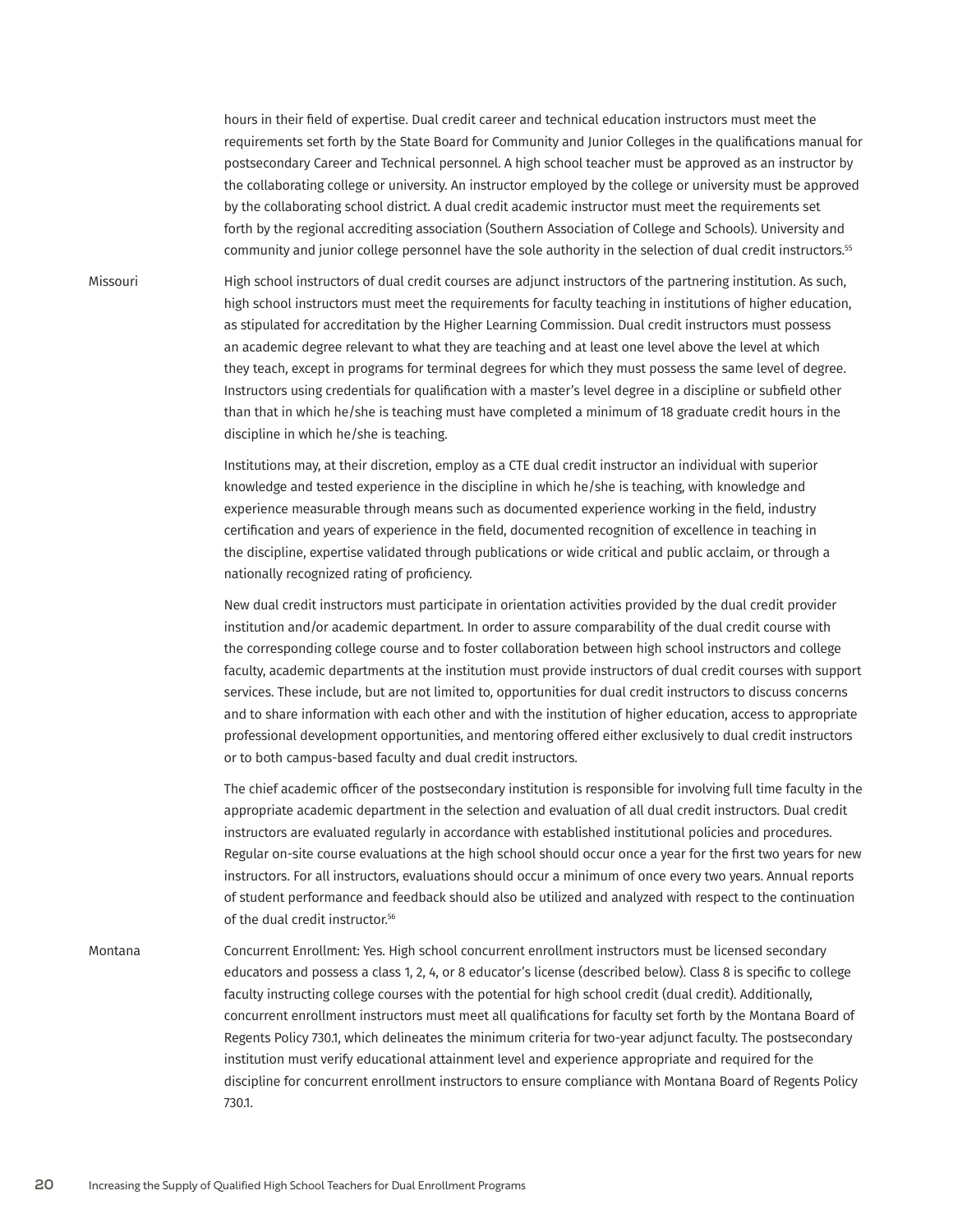| | |
|---|---|
| | hours in their field of expertise. Dual credit career and technical education instructors must meet the requirements set forth by the State Board for Community and Junior Colleges in the qualifications manual for postsecondary Career and Technical personnel. A high school teacher must be approved as an instructor by the collaborating college or university. An instructor employed by the college or university must be approved by the collaborating school district. A dual credit academic instructor must meet the requirements set forth by the regional accrediting association (Southern Association of College and Schools). University and community and junior college personnel have the sole authority in the selection of dual credit instructors.[55] |
| Missouri | High school instructors of dual credit courses are adjunct instructors of the partnering institution. As such, high school instructors must meet the requirements for faculty teaching in institutions of higher education, as stipulated for accreditation by the Higher Learning Commission. Dual credit instructors must possess an academic degree relevant to what they are teaching and at least one level above the level at which they teach, except in programs for terminal degrees for which they must possess the same level of degree. Instructors using credentials for qualification with a master's level degree in a discipline or subfield other than that in which he/she is teaching must have completed a minimum of 18 graduate credit hours in the discipline in which he/she is teaching.<br><br>Institutions may, at their discretion, employ as a CTE dual credit instructor an individual with superior knowledge and tested experience in the discipline in which he/she is teaching, with knowledge and experience measurable through means such as documented experience working in the field, industry certification and years of experience in the field, documented recognition of excellence in teaching in the discipline, expertise validated through publications or wide critical and public acclaim, or through a nationally recognized rating of proficiency.<br><br>New dual credit instructors must participate in orientation activities provided by the dual credit provider institution and/or academic department. In order to assure comparability of the dual credit course with the corresponding college course and to foster collaboration between high school instructors and college faculty, academic departments at the institution must provide instructors of dual credit courses with support services. These include, but are not limited to, opportunities for dual credit instructors to discuss concerns and to share information with each other and with the institution of higher education, access to appropriate professional development opportunities, and mentoring offered either exclusively to dual credit instructors or to both campus-based faculty and dual credit instructors.<br><br>The chief academic officer of the postsecondary institution is responsible for involving full time faculty in the appropriate academic department in the selection and evaluation of all dual credit instructors. Dual credit instructors are evaluated regularly in accordance with established institutional policies and procedures. Regular on-site course evaluations at the high school should occur once a year for the first two years for new instructors. For all instructors, evaluations should occur a minimum of once every two years. Annual reports of student performance and feedback should also be utilized and analyzed with respect to the continuation of the dual credit instructor.[56] |
| Montana | Concurrent Enrollment: Yes. High school concurrent enrollment instructors must be licensed secondary educators and possess a class 1, 2, 4, or 8 educator's license (described below). Class 8 is specific to college faculty instructing college courses with the potential for high school credit (dual credit). Additionally, concurrent enrollment instructors must meet all qualifications for faculty set forth by the Montana Board of Regents Policy 730.1, which delineates the minimum criteria for two-year adjunct faculty. The postsecondary institution must verify educational attainment level and experience appropriate and required for the discipline for concurrent enrollment instructors to ensure compliance with Montana Board of Regents Policy 730.1. |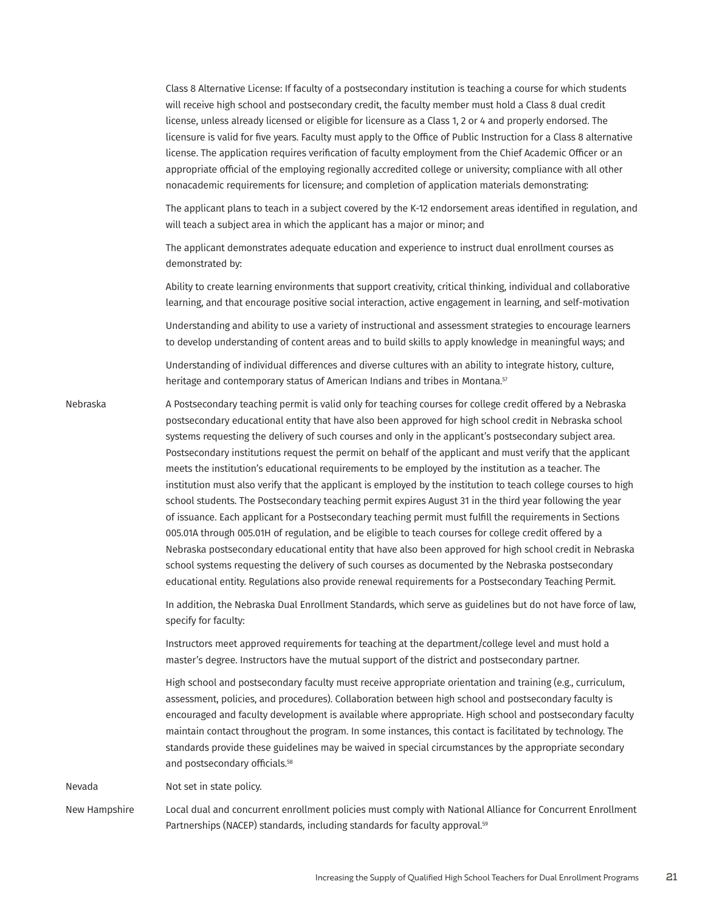| | |
|---|---|
| | Class 8 Alternative License: If faculty of a postsecondary institution is teaching a course for which students will receive high school and postsecondary credit, the faculty member must hold a Class 8 dual credit license, unless already licensed or eligible for licensure as a Class 1, 2 or 4 and properly endorsed. The licensure is valid for five years. Faculty must apply to the Office of Public Instruction for a Class 8 alternative license. The application requires verification of faculty employment from the Chief Academic Officer or an appropriate official of the employing regionally accredited college or university; compliance with all other nonacademic requirements for licensure; and completion of application materials demonstrating:<br><br>The applicant plans to teach in a subject covered by the K-12 endorsement areas identified in regulation, and will teach a subject area in which the applicant has a major or minor; and<br><br>The applicant demonstrates adequate education and experience to instruct dual enrollment courses as demonstrated by:<br><br>Ability to create learning environments that support creativity, critical thinking, individual and collaborative learning, and that encourage positive social interaction, active engagement in learning, and self-motivation<br><br>Understanding and ability to use a variety of instructional and assessment strategies to encourage learners to develop understanding of content areas and to build skills to apply knowledge in meaningful ways; and<br><br>Understanding of individual differences and diverse cultures with an ability to integrate history, culture, heritage and contemporary status of American Indians and tribes in Montana.[57] |
| Nebraska | A Postsecondary teaching permit is valid only for teaching courses for college credit offered by a Nebraska postsecondary educational entity that have also been approved for high school credit in Nebraska school systems requesting the delivery of such courses and only in the applicant's postsecondary subject area. Postsecondary institutions request the permit on behalf of the applicant and must verify that the applicant meets the institution's educational requirements to be employed by the institution as a teacher. The institution must also verify that the applicant is employed by the institution to teach college courses to high school students. The Postsecondary teaching permit expires August 31 in the third year following the year of issuance. Each applicant for a Postsecondary teaching permit must fulfill the requirements in Sections 005.01A through 005.01H of regulation, and be eligible to teach courses for college credit offered by a Nebraska postsecondary educational entity that have also been approved for high school credit in Nebraska school systems requesting the delivery of such courses as documented by the Nebraska postsecondary educational entity. Regulations also provide renewal requirements for a Postsecondary Teaching Permit.<br><br>In addition, the Nebraska Dual Enrollment Standards, which serve as guidelines but do not have force of law, specify for faculty:<br><br>Instructors meet approved requirements for teaching at the department/college level and must hold a master's degree. Instructors have the mutual support of the district and postsecondary partner.<br><br>High school and postsecondary faculty must receive appropriate orientation and training (e.g., curriculum, assessment, policies, and procedures). Collaboration between high school and postsecondary faculty is encouraged and faculty development is available where appropriate. High school and postsecondary faculty maintain contact throughout the program. In some instances, this contact is facilitated by technology. The standards provide these guidelines may be waived in special circumstances by the appropriate secondary and postsecondary officials.[58] |
| Nevada | Not set in state policy. |
| New Hampshire | Local dual and concurrent enrollment policies must comply with National Alliance for Concurrent Enrollment Partnerships (NACEP) standards, including standards for faculty approval.[59] |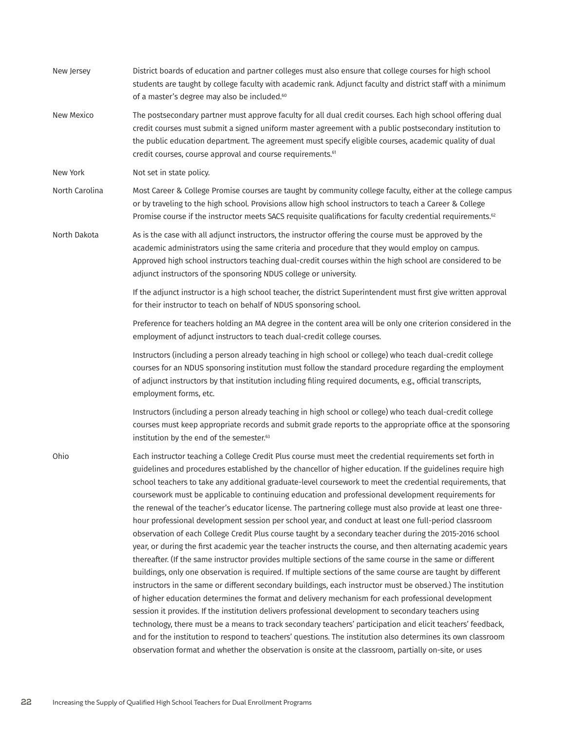| | |
|---|---|
| New Jersey | District boards of education and partner colleges must also ensure that college courses for high school students are taught by college faculty with academic rank. Adjunct faculty and district staff with a minimum of a master's degree may also be included.[60] |
| New Mexico | The postsecondary partner must approve faculty for all dual credit courses. Each high school offering dual credit courses must submit a signed uniform master agreement with a public postsecondary institution to the public education department. The agreement must specify eligible courses, academic quality of dual credit courses, course approval and course requirements.[61] |
| New York | Not set in state policy. |
| North Carolina | Most Career & College Promise courses are taught by community college faculty, either at the college campus or by traveling to the high school. Provisions allow high school instructors to teach a Career & College Promise course if the instructor meets SACS requisite qualifications for faculty credential requirements.[62] |
| North Dakota | As is the case with all adjunct instructors, the instructor offering the course must be approved by the academic administrators using the same criteria and procedure that they would employ on campus. Approved high school instructors teaching dual-credit courses within the high school are considered to be adjunct instructors of the sponsoring NDUS college or university.<br><br>If the adjunct instructor is a high school teacher, the district Superintendent must first give written approval for their instructor to teach on behalf of NDUS sponsoring school.<br><br>Preference for teachers holding an MA degree in the content area will be only one criterion considered in the employment of adjunct instructors to teach dual-credit college courses.<br><br>Instructors (including a person already teaching in high school or college) who teach dual-credit college courses for an NDUS sponsoring institution must follow the standard procedure regarding the employment of adjunct instructors by that institution including filing required documents, e.g., official transcripts, employment forms, etc.<br><br>Instructors (including a person already teaching in high school or college) who teach dual-credit college courses must keep appropriate records and submit grade reports to the appropriate office at the sponsoring institution by the end of the semester.[63] |
| Ohio | Each instructor teaching a College Credit Plus course must meet the credential requirements set forth in guidelines and procedures established by the chancellor of higher education. If the guidelines require high school teachers to take any additional graduate-level coursework to meet the credential requirements, that coursework must be applicable to continuing education and professional development requirements for the renewal of the teacher's educator license. The partnering college must also provide at least one three-hour professional development session per school year, and conduct at least one full-period classroom observation of each College Credit Plus course taught by a secondary teacher during the 2015-2016 school year, or during the first academic year the teacher instructs the course, and then alternating academic years thereafter. (If the same instructor provides multiple sections of the same course in the same or different buildings, only one observation is required. If multiple sections of the same course are taught by different instructors in the same or different secondary buildings, each instructor must be observed.) The institution of higher education determines the format and delivery mechanism for each professional development session it provides. If the institution delivers professional development to secondary teachers using technology, there must be a means to track secondary teachers' participation and elicit teachers' feedback, and for the institution to respond to teachers' questions. The institution also determines its own classroom observation format and whether the observation is onsite at the classroom, partially on-site, or uses |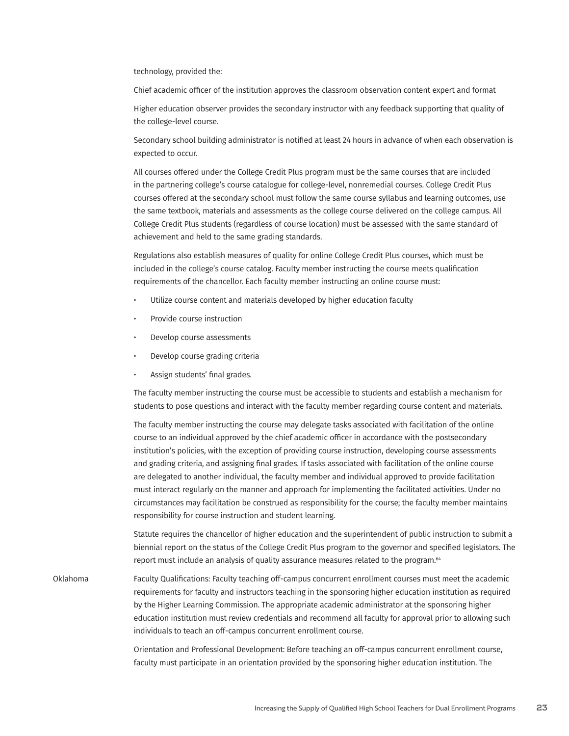technology, provided the:

Chief academic officer of the institution approves the classroom observation content expert and format

Higher education observer provides the secondary instructor with any feedback supporting that quality of the college-level course.

Secondary school building administrator is notified at least 24 hours in advance of when each observation is expected to occur.

All courses offered under the College Credit Plus program must be the same courses that are included in the partnering college's course catalogue for college-level, nonremedial courses. College Credit Plus courses offered at the secondary school must follow the same course syllabus and learning outcomes, use the same textbook, materials and assessments as the college course delivered on the college campus. All College Credit Plus students (regardless of course location) must be assessed with the same standard of achievement and held to the same grading standards.

Regulations also establish measures of quality for online College Credit Plus courses, which must be included in the college's course catalog. Faculty member instructing the course meets qualification requirements of the chancellor. Each faculty member instructing an online course must:

- Utilize course content and materials developed by higher education faculty
- Provide course instruction
- Develop course assessments
- Develop course grading criteria
- Assign students' final grades.

The faculty member instructing the course must be accessible to students and establish a mechanism for students to pose questions and interact with the faculty member regarding course content and materials.

The faculty member instructing the course may delegate tasks associated with facilitation of the online course to an individual approved by the chief academic officer in accordance with the postsecondary institution's policies, with the exception of providing course instruction, developing course assessments and grading criteria, and assigning final grades. If tasks associated with facilitation of the online course are delegated to another individual, the faculty member and individual approved to provide facilitation must interact regularly on the manner and approach for implementing the facilitated activities. Under no circumstances may facilitation be construed as responsibility for the course; the faculty member maintains responsibility for course instruction and student learning.

Statute requires the chancellor of higher education and the superintendent of public instruction to submit a biennial report on the status of the College Credit Plus program to the governor and specified legislators. The report must include an analysis of quality assurance measures related to the program.[64]

Oklahoma

Faculty Qualifications: Faculty teaching off-campus concurrent enrollment courses must meet the academic requirements for faculty and instructors teaching in the sponsoring higher education institution as required by the Higher Learning Commission. The appropriate academic administrator at the sponsoring higher education institution must review credentials and recommend all faculty for approval prior to allowing such individuals to teach an off-campus concurrent enrollment course.

Orientation and Professional Development: Before teaching an off-campus concurrent enrollment course, faculty must participate in an orientation provided by the sponsoring higher education institution. The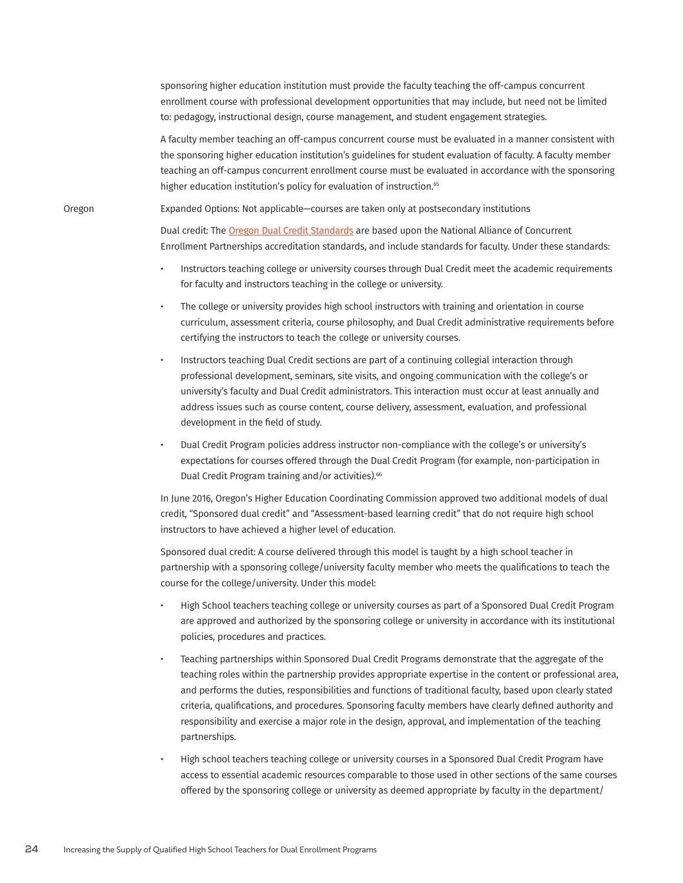sponsoring higher education institution must provide the faculty teaching the off-campus concurrent enrollment course with professional development opportunities that may include, but need not be limited to: pedagogy, instructional design, course management, and student engagement strategies.

A faculty member teaching an off-campus concurrent course must be evaluated in a manner consistent with the sponsoring higher education institution's guidelines for student evaluation of faculty. A faculty member teaching an off-campus concurrent enrollment course must be evaluated in accordance with the sponsoring higher education institution's policy for evaluation of instruction.[65]

Oregon

Expanded Options: Not applicable—courses are taken only at postsecondary institutions

Dual credit: The Oregon Dual Credit Standards are based upon the National Alliance of Concurrent Enrollment Partnerships accreditation standards, and include standards for faculty. Under these standards:

- Instructors teaching college or university courses through Dual Credit meet the academic requirements for faculty and instructors teaching in the college or university.
- The college or university provides high school instructors with training and orientation in course curriculum, assessment criteria, course philosophy, and Dual Credit administrative requirements before certifying the instructors to teach the college or university courses.
- Instructors teaching Dual Credit sections are part of a continuing collegial interaction through professional development, seminars, site visits, and ongoing communication with the college's or university's faculty and Dual Credit administrators. This interaction must occur at least annually and address issues such as course content, course delivery, assessment, evaluation, and professional development in the field of study.
- Dual Credit Program policies address instructor non-compliance with the college's or university's expectations for courses offered through the Dual Credit Program (for example, non-participation in Dual Credit Program training and/or activities).[66]

In June 2016, Oregon's Higher Education Coordinating Commission approved two additional models of dual credit, "Sponsored dual credit" and "Assessment-based learning credit" that do not require high school instructors to have achieved a higher level of education.

Sponsored dual credit: A course delivered through this model is taught by a high school teacher in partnership with a sponsoring college/university faculty member who meets the qualifications to teach the course for the college/university. Under this model:

- High School teachers teaching college or university courses as part of a Sponsored Dual Credit Program are approved and authorized by the sponsoring college or university in accordance with its institutional policies, procedures and practices.
- Teaching partnerships within Sponsored Dual Credit Programs demonstrate that the aggregate of the teaching roles within the partnership provides appropriate expertise in the content or professional area, and performs the duties, responsibilities and functions of traditional faculty, based upon clearly stated criteria, qualifications, and procedures. Sponsoring faculty members have clearly defined authority and responsibility and exercise a major role in the design, approval, and implementation of the teaching partnerships.
- High school teachers teaching college or university courses in a Sponsored Dual Credit Program have access to essential academic resources comparable to those used in other sections of the same courses offered by the sponsoring college or university as deemed appropriate by faculty in the department/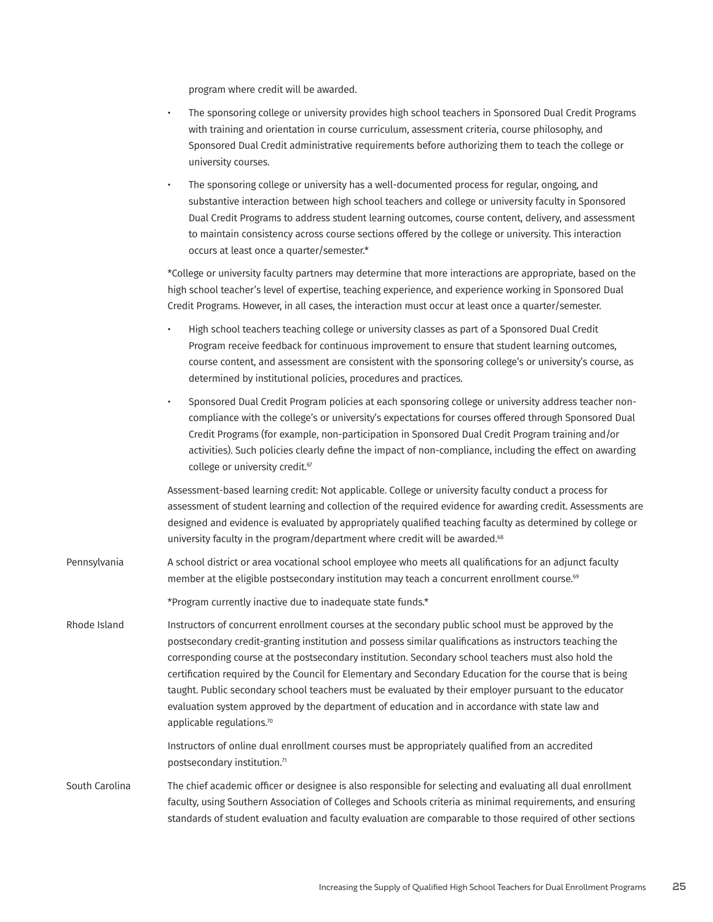program where credit will be awarded.

- The sponsoring college or university provides high school teachers in Sponsored Dual Credit Programs with training and orientation in course curriculum, assessment criteria, course philosophy, and Sponsored Dual Credit administrative requirements before authorizing them to teach the college or university courses.
- The sponsoring college or university has a well-documented process for regular, ongoing, and substantive interaction between high school teachers and college or university faculty in Sponsored Dual Credit Programs to address student learning outcomes, course content, delivery, and assessment to maintain consistency across course sections offered by the college or university. This interaction occurs at least once a quarter/semester.*

*College or university faculty partners may determine that more interactions are appropriate, based on the high school teacher's level of expertise, teaching experience, and experience working in Sponsored Dual Credit Programs. However, in all cases, the interaction must occur at least once a quarter/semester.

- High school teachers teaching college or university classes as part of a Sponsored Dual Credit Program receive feedback for continuous improvement to ensure that student learning outcomes, course content, and assessment are consistent with the sponsoring college's or university's course, as determined by institutional policies, procedures and practices.
- Sponsored Dual Credit Program policies at each sponsoring college or university address teacher non-compliance with the college's or university's expectations for courses offered through Sponsored Dual Credit Programs (for example, non-participation in Sponsored Dual Credit Program training and/or activities). Such policies clearly define the impact of non-compliance, including the effect on awarding college or university credit.[67]

Assessment-based learning credit: Not applicable. College or university faculty conduct a process for assessment of student learning and collection of the required evidence for awarding credit. Assessments are designed and evidence is evaluated by appropriately qualified teaching faculty as determined by college or university faculty in the program/department where credit will be awarded.[68]

| | |
|---|---|
| Pennsylvania | A school district or area vocational school employee who meets all qualifications for an adjunct faculty member at the eligible postsecondary institution may teach a concurrent enrollment course.[69]<br><br>*Program currently inactive due to inadequate state funds.* |
| Rhode Island | Instructors of concurrent enrollment courses at the secondary public school must be approved by the postsecondary credit-granting institution and possess similar qualifications as instructors teaching the corresponding course at the postsecondary institution. Secondary school teachers must also hold the certification required by the Council for Elementary and Secondary Education for the course that is being taught. Public secondary school teachers must be evaluated by their employer pursuant to the educator evaluation system approved by the department of education and in accordance with state law and applicable regulations.[70]<br><br>Instructors of online dual enrollment courses must be appropriately qualified from an accredited postsecondary institution.[71] |
| South Carolina | The chief academic officer or designee is also responsible for selecting and evaluating all dual enrollment faculty, using Southern Association of Colleges and Schools criteria as minimal requirements, and ensuring standards of student evaluation and faculty evaluation are comparable to those required of other sections |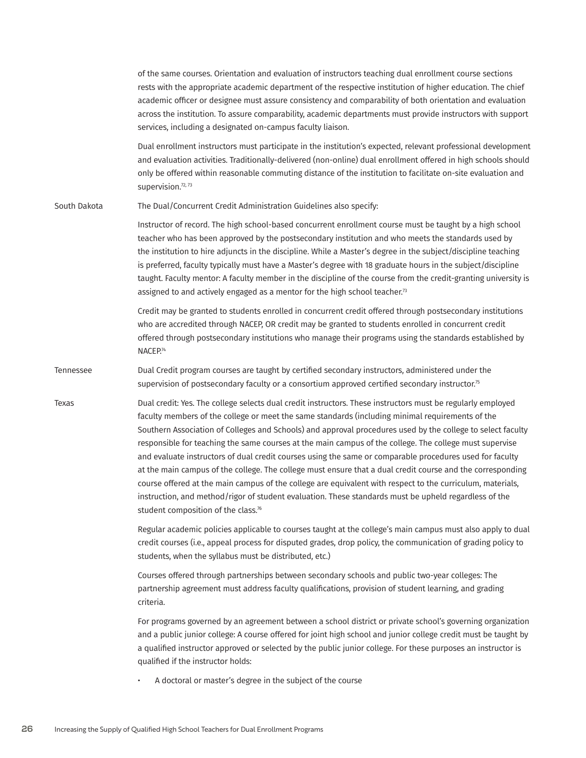| | |
|---|---|
| | of the same courses. Orientation and evaluation of instructors teaching dual enrollment course sections rests with the appropriate academic department of the respective institution of higher education. The chief academic officer or designee must assure consistency and comparability of both orientation and evaluation across the institution. To assure comparability, academic departments must provide instructors with support services, including a designated on-campus faculty liaison.<br><br>Dual enrollment instructors must participate in the institution's expected, relevant professional development and evaluation activities. Traditionally-delivered (non-online) dual enrollment offered in high schools should only be offered within reasonable commuting distance of the institution to facilitate on-site evaluation and supervision.[72, 73] |
| South Dakota | The Dual/Concurrent Credit Administration Guidelines also specify:<br><br>Instructor of record. The high school-based concurrent enrollment course must be taught by a high school teacher who has been approved by the postsecondary institution and who meets the standards used by the institution to hire adjuncts in the discipline. While a Master's degree in the subject/discipline teaching is preferred, faculty typically must have a Master's degree with 18 graduate hours in the subject/discipline taught. Faculty mentor: A faculty member in the discipline of the course from the credit-granting university is assigned to and actively engaged as a mentor for the high school teacher.[73]<br><br>Credit may be granted to students enrolled in concurrent credit offered through postsecondary institutions who are accredited through NACEP, OR credit may be granted to students enrolled in concurrent credit offered through postsecondary institutions who manage their programs using the standards established by NACEP.[74] |
| Tennessee | Dual Credit program courses are taught by certified secondary instructors, administered under the supervision of postsecondary faculty or a consortium approved certified secondary instructor.[75] |
| Texas | Dual credit: Yes. The college selects dual credit instructors. These instructors must be regularly employed faculty members of the college or meet the same standards (including minimal requirements of the Southern Association of Colleges and Schools) and approval procedures used by the college to select faculty responsible for teaching the same courses at the main campus of the college. The college must supervise and evaluate instructors of dual credit courses using the same or comparable procedures used for faculty at the main campus of the college. The college must ensure that a dual credit course and the corresponding course offered at the main campus of the college are equivalent with respect to the curriculum, materials, instruction, and method/rigor of student evaluation. These standards must be upheld regardless of the student composition of the class.[76]<br><br>Regular academic policies applicable to courses taught at the college's main campus must also apply to dual credit courses (i.e., appeal process for disputed grades, drop policy, the communication of grading policy to students, when the syllabus must be distributed, etc.)<br><br>Courses offered through partnerships between secondary schools and public two-year colleges: The partnership agreement must address faculty qualifications, provision of student learning, and grading criteria.<br><br>For programs governed by an agreement between a school district or private school's governing organization and a public junior college: A course offered for joint high school and junior college credit must be taught by a qualified instructor approved or selected by the public junior college. For these purposes an instructor is qualified if the instructor holds:<br><br>• A doctoral or master's degree in the subject of the course |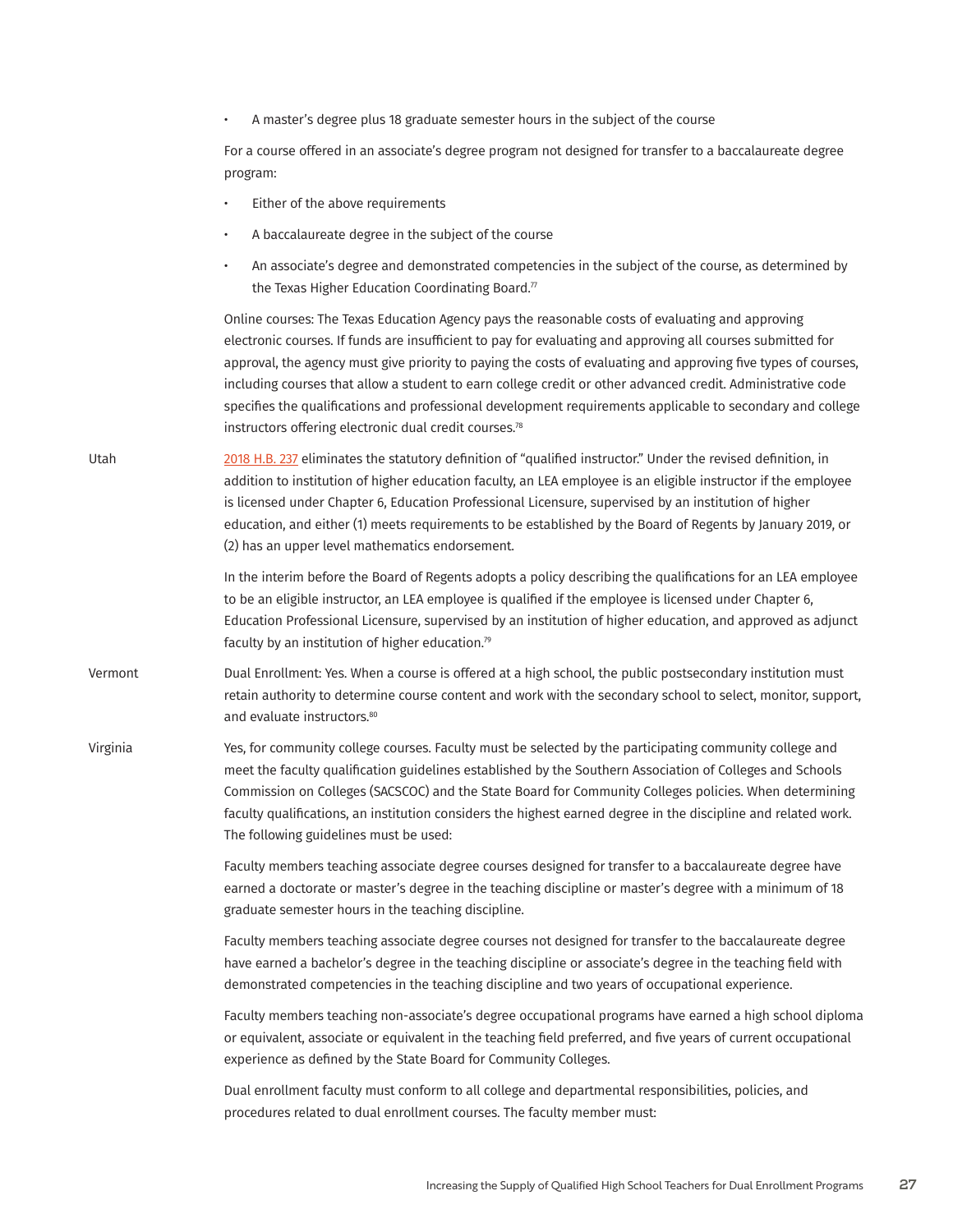| | |
|---|---|
| | • A master's degree plus 18 graduate semester hours in the subject of the course<br><br>For a course offered in an associate's degree program not designed for transfer to a baccalaureate degree program:<br><br>• Either of the above requirements<br>• A baccalaureate degree in the subject of the course<br>• An associate's degree and demonstrated competencies in the subject of the course, as determined by the Texas Higher Education Coordinating Board.[77]<br><br>Online courses: The Texas Education Agency pays the reasonable costs of evaluating and approving electronic courses. If funds are insufficient to pay for evaluating and approving all courses submitted for approval, the agency must give priority to paying the costs of evaluating and approving five types of courses, including courses that allow a student to earn college credit or other advanced credit. Administrative code specifies the qualifications and professional development requirements applicable to secondary and college instructors offering electronic dual credit courses.[78] |
| Utah | 2018 H.B. 237 eliminates the statutory definition of "qualified instructor." Under the revised definition, in addition to institution of higher education faculty, an LEA employee is an eligible instructor if the employee is licensed under Chapter 6, Education Professional Licensure, supervised by an institution of higher education, and either (1) meets requirements to be established by the Board of Regents by January 2019, or (2) has an upper level mathematics endorsement.<br><br>In the interim before the Board of Regents adopts a policy describing the qualifications for an LEA employee to be an eligible instructor, an LEA employee is qualified if the employee is licensed under Chapter 6, Education Professional Licensure, supervised by an institution of higher education, and approved as adjunct faculty by an institution of higher education.[79] |
| Vermont | Dual Enrollment: Yes. When a course is offered at a high school, the public postsecondary institution must retain authority to determine course content and work with the secondary school to select, monitor, support, and evaluate instructors.[80] |
| Virginia | Yes, for community college courses. Faculty must be selected by the participating community college and meet the faculty qualification guidelines established by the Southern Association of Colleges and Schools Commission on Colleges (SACSCOC) and the State Board for Community Colleges policies. When determining faculty qualifications, an institution considers the highest earned degree in the discipline and related work. The following guidelines must be used:<br><br>Faculty members teaching associate degree courses designed for transfer to a baccalaureate degree have earned a doctorate or master's degree in the teaching discipline or master's degree with a minimum of 18 graduate semester hours in the teaching discipline.<br><br>Faculty members teaching associate degree courses not designed for transfer to the baccalaureate degree have earned a bachelor's degree in the teaching discipline or associate's degree in the teaching field with demonstrated competencies in the teaching discipline and two years of occupational experience.<br><br>Faculty members teaching non-associate's degree occupational programs have earned a high school diploma or equivalent, associate or equivalent in the teaching field preferred, and five years of current occupational experience as defined by the State Board for Community Colleges.<br><br>Dual enrollment faculty must conform to all college and departmental responsibilities, policies, and procedures related to dual enrollment courses. The faculty member must: |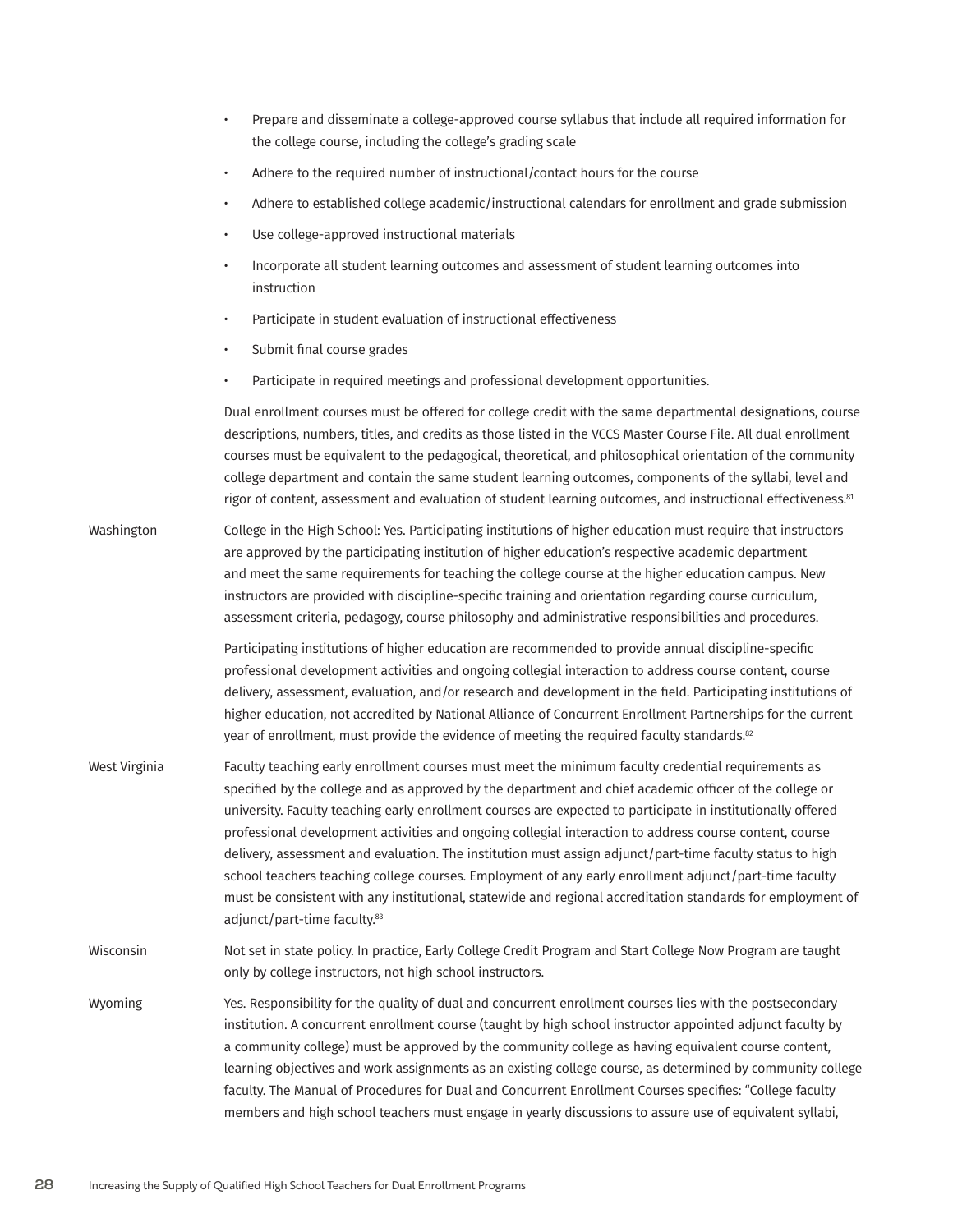|  |  |
| --- | --- |
|  | • Prepare and disseminate a college-approved course syllabus that include all required information for the college course, including the college's grading scale<br>• Adhere to the required number of instructional/contact hours for the course<br>• Adhere to established college academic/instructional calendars for enrollment and grade submission<br>• Use college-approved instructional materials<br>• Incorporate all student learning outcomes and assessment of student learning outcomes into instruction<br>• Participate in student evaluation of instructional effectiveness<br>• Submit final course grades<br>• Participate in required meetings and professional development opportunities.<br><br>Dual enrollment courses must be offered for college credit with the same departmental designations, course descriptions, numbers, titles, and credits as those listed in the VCCS Master Course File. All dual enrollment courses must be equivalent to the pedagogical, theoretical, and philosophical orientation of the community college department and contain the same student learning outcomes, components of the syllabi, level and rigor of content, assessment and evaluation of student learning outcomes, and instructional effectiveness.[81] |
| Washington | College in the High School: Yes. Participating institutions of higher education must require that instructors are approved by the participating institution of higher education's respective academic department and meet the same requirements for teaching the college course at the higher education campus. New instructors are provided with discipline-specific training and orientation regarding course curriculum, assessment criteria, pedagogy, course philosophy and administrative responsibilities and procedures.<br><br>Participating institutions of higher education are recommended to provide annual discipline-specific professional development activities and ongoing collegial interaction to address course content, course delivery, assessment, evaluation, and/or research and development in the field. Participating institutions of higher education, not accredited by National Alliance of Concurrent Enrollment Partnerships for the current year of enrollment, must provide the evidence of meeting the required faculty standards.[82] |
| West Virginia | Faculty teaching early enrollment courses must meet the minimum faculty credential requirements as specified by the college and as approved by the department and chief academic officer of the college or university. Faculty teaching early enrollment courses are expected to participate in institutionally offered professional development activities and ongoing collegial interaction to address course content, course delivery, assessment and evaluation. The institution must assign adjunct/part-time faculty status to high school teachers teaching college courses. Employment of any early enrollment adjunct/part-time faculty must be consistent with any institutional, statewide and regional accreditation standards for employment of adjunct/part-time faculty.[83] |
| Wisconsin | Not set in state policy. In practice, Early College Credit Program and Start College Now Program are taught only by college instructors, not high school instructors. |
| Wyoming | Yes. Responsibility for the quality of dual and concurrent enrollment courses lies with the postsecondary institution. A concurrent enrollment course (taught by high school instructor appointed adjunct faculty by a community college) must be approved by the community college as having equivalent course content, learning objectives and work assignments as an existing college course, as determined by community college faculty. The Manual of Procedures for Dual and Concurrent Enrollment Courses specifies: "College faculty members and high school teachers must engage in yearly discussions to assure use of equivalent syllabi, |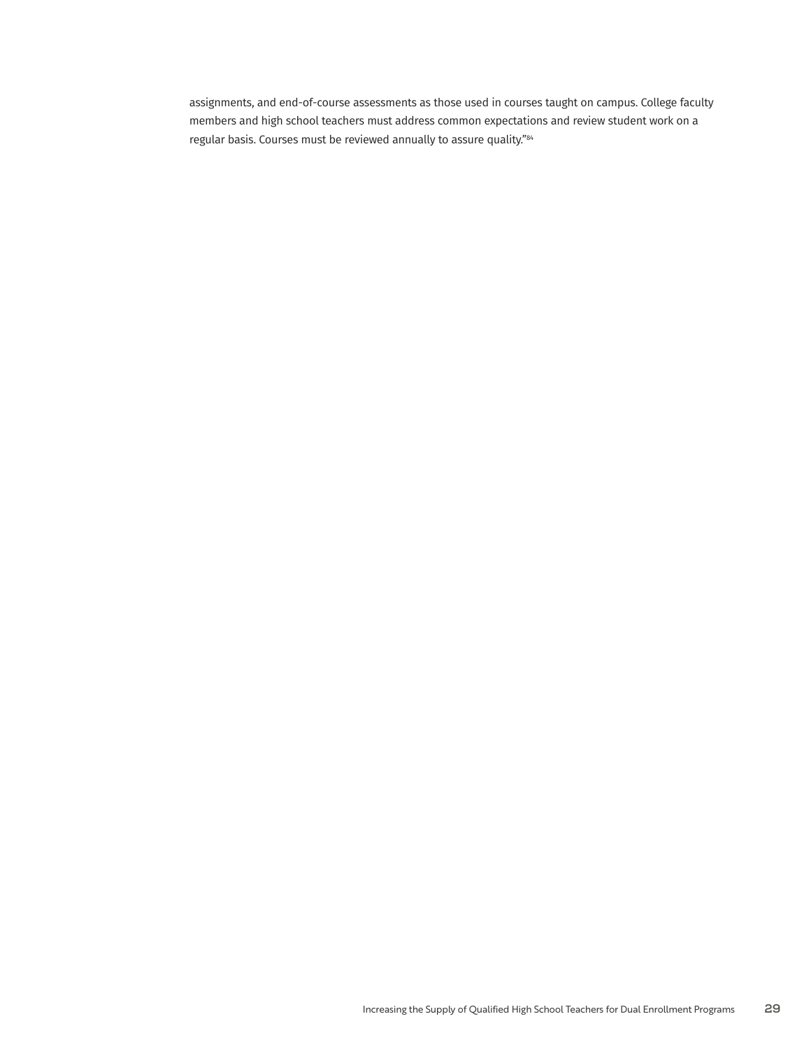assignments, and end-of-course assessments as those used in courses taught on campus. College faculty members and high school teachers must address common expectations and review student work on a regular basis. Courses must be reviewed annually to assure quality."[84]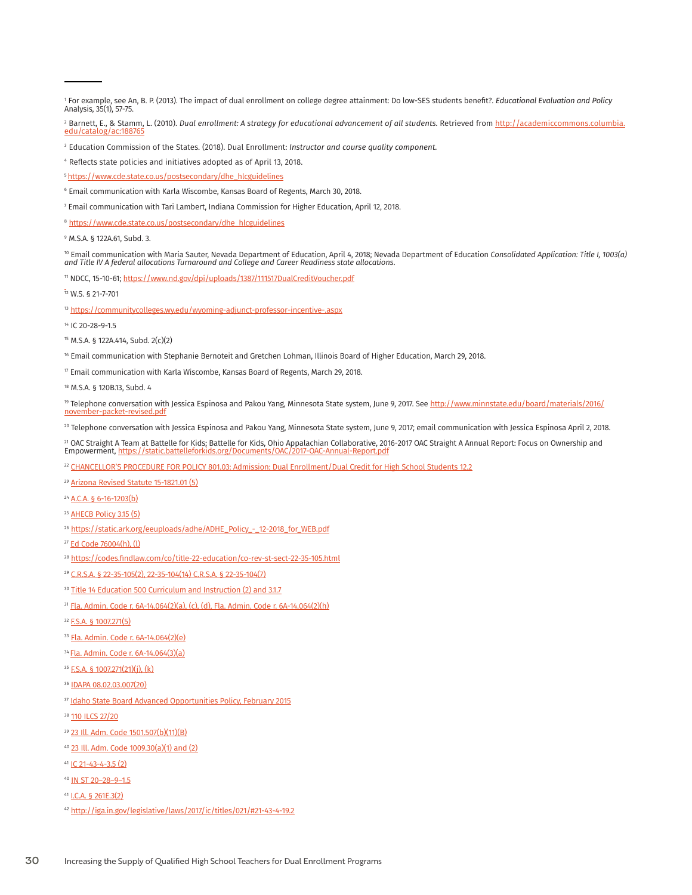[1] For example, see An, B. P. (2013). The impact of dual enrollment on college degree attainment: Do low-SES students benefit?. *Educational Evaluation and Policy* Analysis, 35(1), 57-75.

[2] Barnett, E., & Stamm, L. (2010). *Dual enrollment: A strategy for educational advancement of all students.* Retrieved from http://academiccommons.columbia.edu/catalog/ac:188765

[3] Education Commission of the States. (2018). Dual Enrollment: *Instructor and course quality component.*

[4] Reflects state policies and initiatives adopted as of April 13, 2018.

[5] https://www.cde.state.co.us/postsecondary/dhe_hlcguidelines

[6] Email communication with Karla Wiscombe, Kansas Board of Regents, March 30, 2018.

[7] Email communication with Tari Lambert, Indiana Commission for Higher Education, April 12, 2018.

[8] https://www.cde.state.co.us/postsecondary/dhe_hlcguidelines

[9] M.S.A. § 122A.61, Subd. 3.

[10] Email communication with Maria Sauter, Nevada Department of Education, April 4, 2018; Nevada Department of Education *Consolidated Application: Title I, 1003(a) and Title IV A federal allocations Turnaround and College and Career Readiness state allocations.*

[11] NDCC, 15-10-61; https://www.nd.gov/dpi/uploads/1387/111517DualCreditVoucher.pdf

[12] W.S. § 21-7-701

[13] https://communitycolleges.wy.edu/wyoming-adjunct-professor-incentive-.aspx

[14] IC 20-28-9-1.5

[15] M.S.A. § 122A.414, Subd. 2(c)(2)

[16] Email communication with Stephanie Bernoteit and Gretchen Lohman, Illinois Board of Higher Education, March 29, 2018.

[17] Email communication with Karla Wiscombe, Kansas Board of Regents, March 29, 2018.

[18] M.S.A. § 120B.13, Subd. 4

[19] Telephone conversation with Jessica Espinosa and Pakou Yang, Minnesota State system, June 9, 2017. See http://www.minnstate.edu/board/materials/2016/november-packet-revised.pdf

[20] Telephone conversation with Jessica Espinosa and Pakou Yang, Minnesota State system, June 9, 2017; email communication with Jessica Espinosa April 2, 2018.

[21] OAC Straight A Team at Battelle for Kids; Battelle for Kids, Ohio Appalachian Collaborative, 2016-2017 OAC Straight A Annual Report: Focus on Ownership and Empowerment, https://static.battelleforkids.org/Documents/OAC/2017-OAC-Annual-Report.pdf

[22] CHANCELLOR'S PROCEDURE FOR POLICY 801.03: Admission: Dual Enrollment/Dual Credit for High School Students 12.2

[23] Arizona Revised Statute 15-1821.01 (5)

[24] A.C.A. § 6-16-1203(b)

[25] AHECB Policy 3.15 (5)

[26] https://static.ark.org/eeuploads/adhe/ADHE_Policy_-_12-2018_for_WEB.pdf

[27] Ed Code 76004(h), (l)

[28] https://codes.findlaw.com/co/title-22-education/co-rev-st-sect-22-35-105.html

[29] C.R.S.A. § 22-35-105(2), 22-35-104(14) C.R.S.A. § 22-35-104(7)

[30] Title 14 Education 500 Curriculum and Instruction (2) and 3.1.7

[31] Fla. Admin. Code r. 6A-14.064(2)(a), (c), (d), Fla. Admin. Code r. 6A-14.064(2)(h)

[32] F.S.A. § 1007.271(5)

[33] Fla. Admin. Code r. 6A-14.064(2)(e)

[34] Fla. Admin. Code r. 6A-14.064(3)(a)

[35] F.S.A. § 1007.271(21)(j), (k)

[36] IDAPA 08.02.03.007(20)

[37] Idaho State Board Advanced Opportunities Policy, February 2015

[38] 110 ILCS 27/20

[39] 23 Ill. Adm. Code 1501.507(b)(11)(B)

[40] 23 Ill. Adm. Code 1009.30(a)(1) and (2)

[41] IC 21-43-4-3.5 (2)

[40] IN ST 20–28–9–1.5

[41] I.C.A. § 261E.3(2)

[42] http://iga.in.gov/legislative/laws/2017/ic/titles/021/#21-43-4-19.2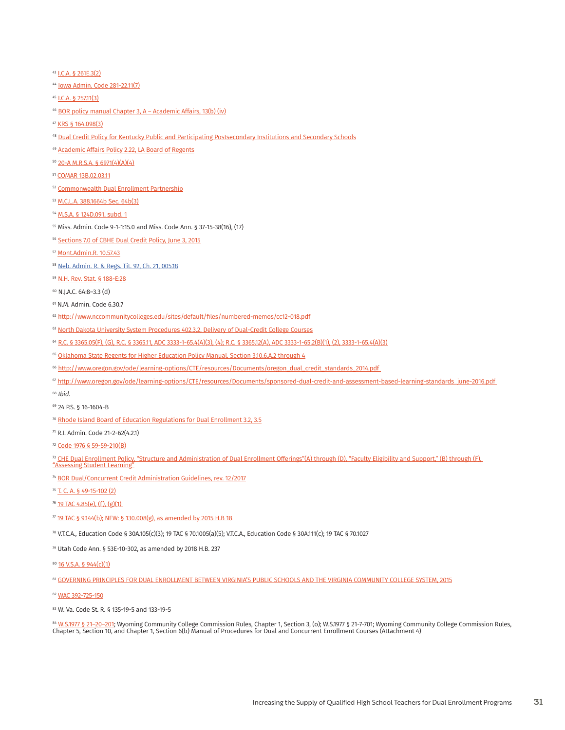[43] I.C.A. § 261E.3(2)

[44] Iowa Admin. Code 281-22.11(7)

[45] I.C.A. § 257.11(3)

[46] BOR policy manual Chapter 3, A – Academic Affairs, 13(b) (iv)

[47] KRS § 164.098(3)

[48] Dual Credit Policy for Kentucky Public and Participating Postsecondary Institutions and Secondary Schools

[49] Academic Affairs Policy 2.22, LA Board of Regents

[50] 20-A M.R.S.A. § 6971(4)(A)(4)

[51] COMAR 13B.02.03.11

[52] Commonwealth Dual Enrollment Partnership

[53] M.C.L.A. 388.1664b Sec. 64b(3)

[54] M.S.A. § 124D.091, subd. 1

[55] Miss. Admin. Code 9-1-1:15.0 and Miss. Code Ann. § 37-15-38(16), (17)

[56] Sections 7.0 of CBHE Dual Credit Policy, June 3, 2015

[57] Mont.Admin.R. 10.57.43

[58] Neb. Admin. R. & Regs. Tit. 92, Ch. 21, 005.18

[59] N.H. Rev. Stat. § 188-E:28

[60] N.J.A.C. 6A:8–3.3 (d)

[61] N.M. Admin. Code 6.30.7

[62] http://www.nccommunitycolleges.edu/sites/default/files/numbered-memos/cc12-018.pdf

[63] North Dakota University System Procedures 402.3.2, Delivery of Dual-Credit College Courses

[64] R.C. § 3365.05(F), (G), R.C. § 3365.11, ADC 3333-1-65.4(A)(3), (4); R.C. § 3365.12(A), ADC 3333-1-65.2(B)(1), (2), 3333-1-65.4(A)(3)

[65] Oklahoma State Regents for Higher Education Policy Manual, Section 3.10.6.A.2 through 4

[66] http://www.oregon.gov/ode/learning-options/CTE/resources/Documents/oregon_dual_credit_standards_2014.pdf

[67] http://www.oregon.gov/ode/learning-options/CTE/resources/Documents/sponsored-dual-credit-and-assessment-based-learning-standards_june-2016.pdf

[68] *Ibid.*

[69] 24 P.S. § 16-1604-B

[70] Rhode Island Board of Education Regulations for Dual Enrollment 3.2, 3.5

[71] R.I. Admin. Code 21-2-62(4.2.1)

[72] Code 1976 § 59-59-210(B)

[73] CHE Dual Enrollment Policy, "Structure and Administration of Dual Enrollment Offerings"(A) through (D), "Faculty Eligibility and Support," (B) through (F), "Assessing Student Learning"

[74] BOR Dual/Concurrent Credit Administration Guidelines, rev. 12/2017

[75] T. C. A. § 49-15-102 (2)

[76] 19 TAC 4.85(e), (f), (g)(1)

[77] 19 TAC § 9.144(b); NEW: § 130.008(g), as amended by 2015 H.B 18

[78] V.T.C.A., Education Code § 30A.105(c)(3); 19 TAC § 70.1005(a)(5); V.T.C.A., Education Code § 30A.111(c); 19 TAC § 70.1027

[79] Utah Code Ann. § 53E-10-302, as amended by 2018 H.B. 237

[80] 16 V.S.A. § 944(c)(1)

[81] GOVERNING PRINCIPLES FOR DUAL ENROLLMENT BETWEEN VIRGINIA'S PUBLIC SCHOOLS AND THE VIRGINIA COMMUNITY COLLEGE SYSTEM, 2015

[82] WAC 392-725-150

[83] W. Va. Code St. R. § 135-19-5 and 133-19-5

[84] W.S.1977 § 21–20–201; Wyoming Community College Commission Rules, Chapter 1, Section 3, (o); W.S.1977 § 21-7-701; Wyoming Community College Commission Rules, Chapter 5, Section 10, and Chapter 1, Section 6(b) Manual of Procedures for Dual and Concurrent Enrollment Courses (Attachment 4)